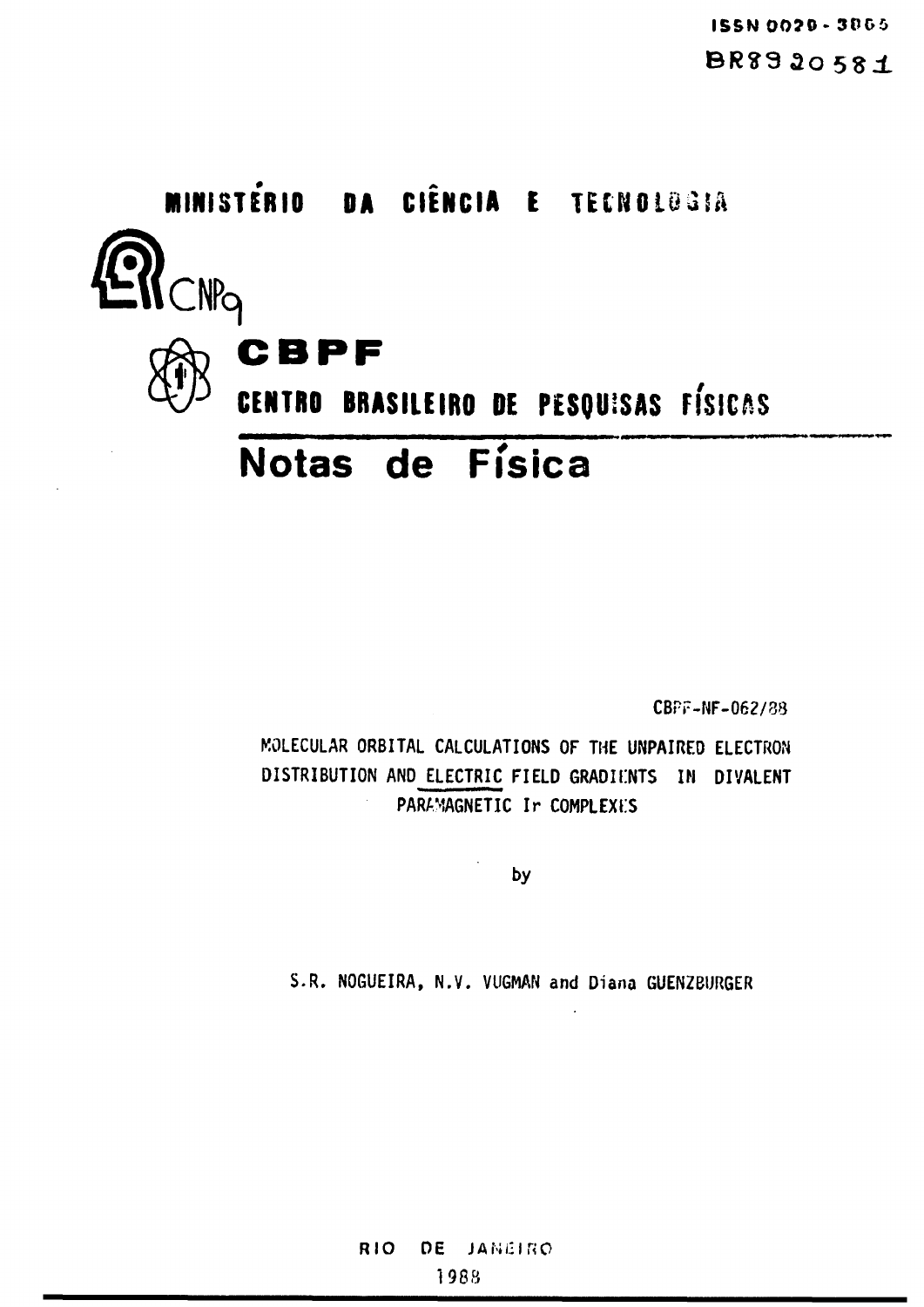ISSN 0029-3865

BR8920581

**MINISTÉRIO DA CIÊNCIA E TECNOLOGIA**

CNPq

# CBPF

## CENTRO BRASILEIRO DE PESQUISAS FÍSICAS

# Notas de Física

CBPF-NF-062/88

MOLECULAR ORBITAL CALCULATIONS OF THE UNPAIRED ELECTRON DISTRIBUTION AND ELECTRIC FIELD GRADIENTS IN DIVALENT PARAMAGNETIC Ir COMPLEXES

by

S.R. NOGUEIRA, N.V. VUGMAN and Diana GUENZBURGER

RIO DE JANEIRO

1988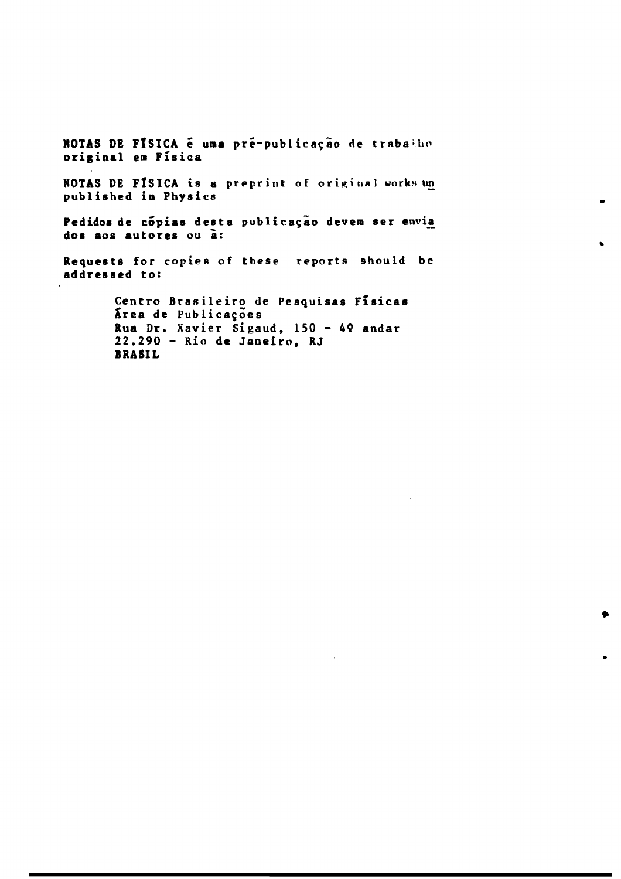**NOTAS DE FÍSICA** é uma pré-publicação de trabalho original em Física

**NOTAS DE FÍSICA** is a preprint of original works unpublished in Physics

Pedidos de cópias desta publicação devem ser enviados aos autores ou à:

Requests for copies of these reports should be addressed to:

Centro Brasileiro de Pesquisas Físicas
Área de Publicações
Rua Dr. Xavier Sigaud, 150 - 4º andar
22.290 - Rio de Janeiro, RJ
BRASIL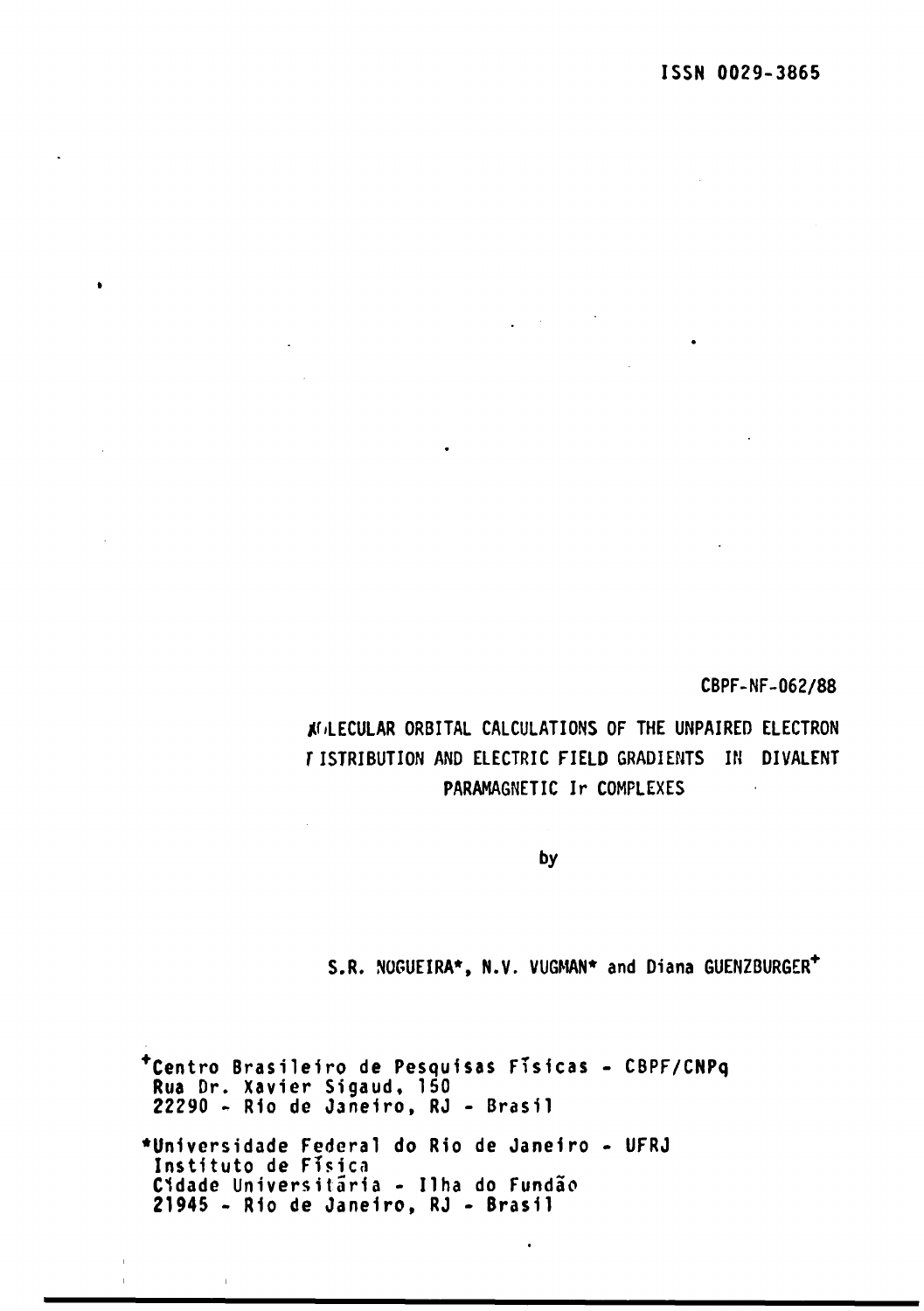ISSN 0029-3865

CBPF-NF-062/88

# MOLECULAR ORBITAL CALCULATIONS OF THE UNPAIRED ELECTRON DISTRIBUTION AND ELECTRIC FIELD GRADIENTS IN DIVALENT PARAMAGNETIC Ir COMPLEXES

by

S.R. NOGUEIRA*, N.V. VUGMAN* and Diana GUENZBURGER+

+Centro Brasileiro de Pesquisas Físicas - CBPF/CNPq
Rua Dr. Xavier Sigaud, 150
22290 - Rio de Janeiro, RJ - Brasil

*Universidade Federal do Rio de Janeiro - UFRJ
Instituto de Física
Cidade Universitária - Ilha do Fundão
21945 - Rio de Janeiro, RJ - Brasil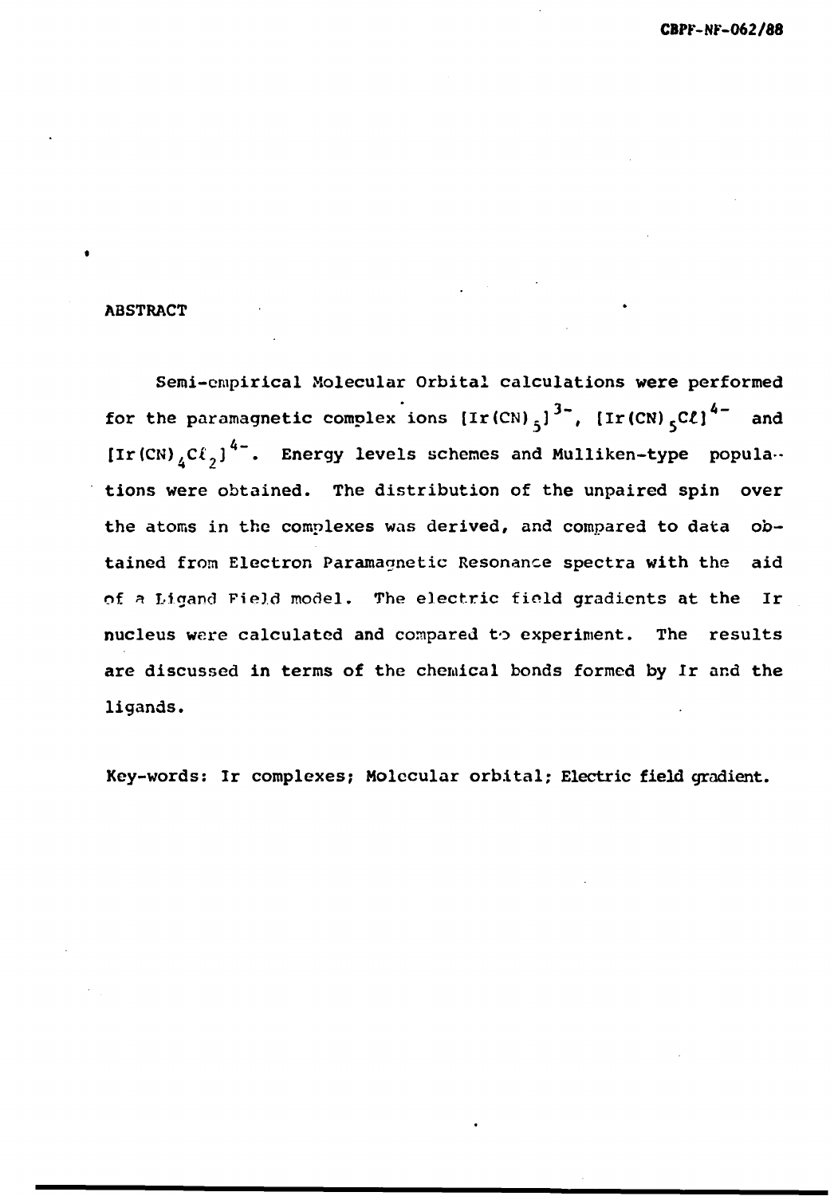## ABSTRACT

Semi-empirical Molecular Orbital calculations were performed for the paramagnetic complex ions $[Ir(CN)_5]^{3-}$, $[Ir(CN)_5Cl]^{4-}$ and $[Ir(CN)_4Cl_2]^{4-}$. Energy levels schemes and Mulliken-type populations were obtained. The distribution of the unpaired spin over the atoms in the complexes was derived, and compared to data obtained from Electron Paramagnetic Resonance spectra with the aid of a Ligand Field model. The electric field gradients at the Ir nucleus were calculated and compared to experiment. The results are discussed in terms of the chemical bonds formed by Ir and the ligands.

Key-words: Ir complexes; Molecular orbital; Electric field gradient.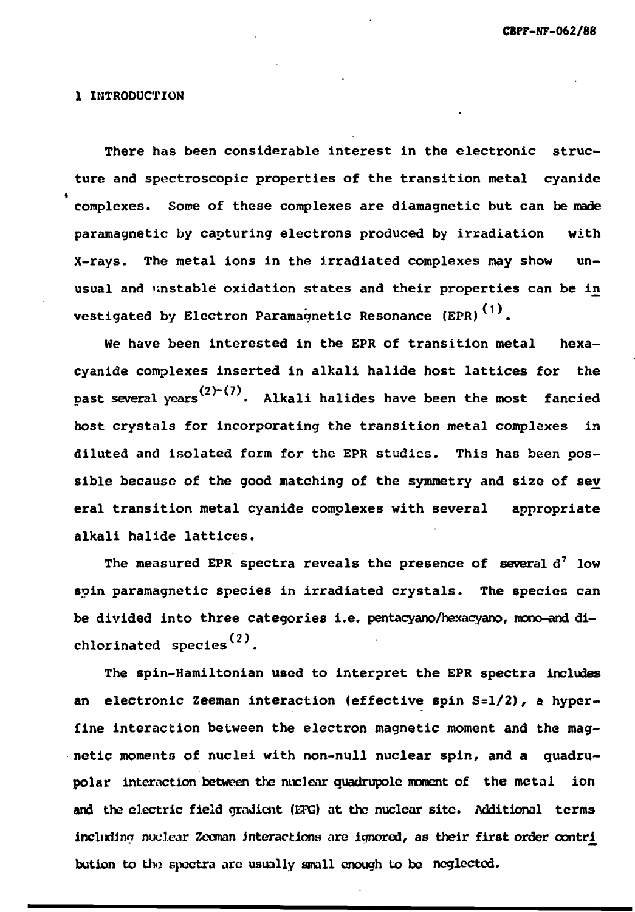# 1 INTRODUCTION

There has been considerable interest in the electronic structure and spectroscopic properties of the transition metal cyanide complexes. Some of these complexes are diamagnetic but can be made paramagnetic by capturing electrons produced by irradiation with X-rays. The metal ions in the irradiated complexes may show unusual and unstable oxidation states and their properties can be investigated by Electron Paramagnetic Resonance (EPR)[1].

We have been interested in the EPR of transition metal hexacyanide complexes inserted in alkali halide host lattices for the past several years[2]-[7]. Alkali halides have been the most fancied host crystals for incorporating the transition metal complexes in diluted and isolated form for the EPR studies. This has been possible because of the good matching of the symmetry and size of several transition metal cyanide complexes with several appropriate alkali halide lattices.

The measured EPR spectra reveals the presence of several $d^7$ low spin paramagnetic species in irradiated crystals. The species can be divided into three categories i.e. pentacyano/hexacyano, mono-and dichlorinated species[2].

The spin-Hamiltonian used to interpret the EPR spectra includes an electronic Zeeman interaction (effective spin $S=1/2$), a hyperfine interaction between the electron magnetic moment and the magnetic moments of nuclei with non-null nuclear spin, and a quadrupolar interaction between the nuclear quadrupole moment of the metal ion and the electric field gradient (EFG) at the nuclear site. Additional terms including nuclear Zeeman interactions are ignored, as their first order contribution to the spectra are usually small enough to be neglected.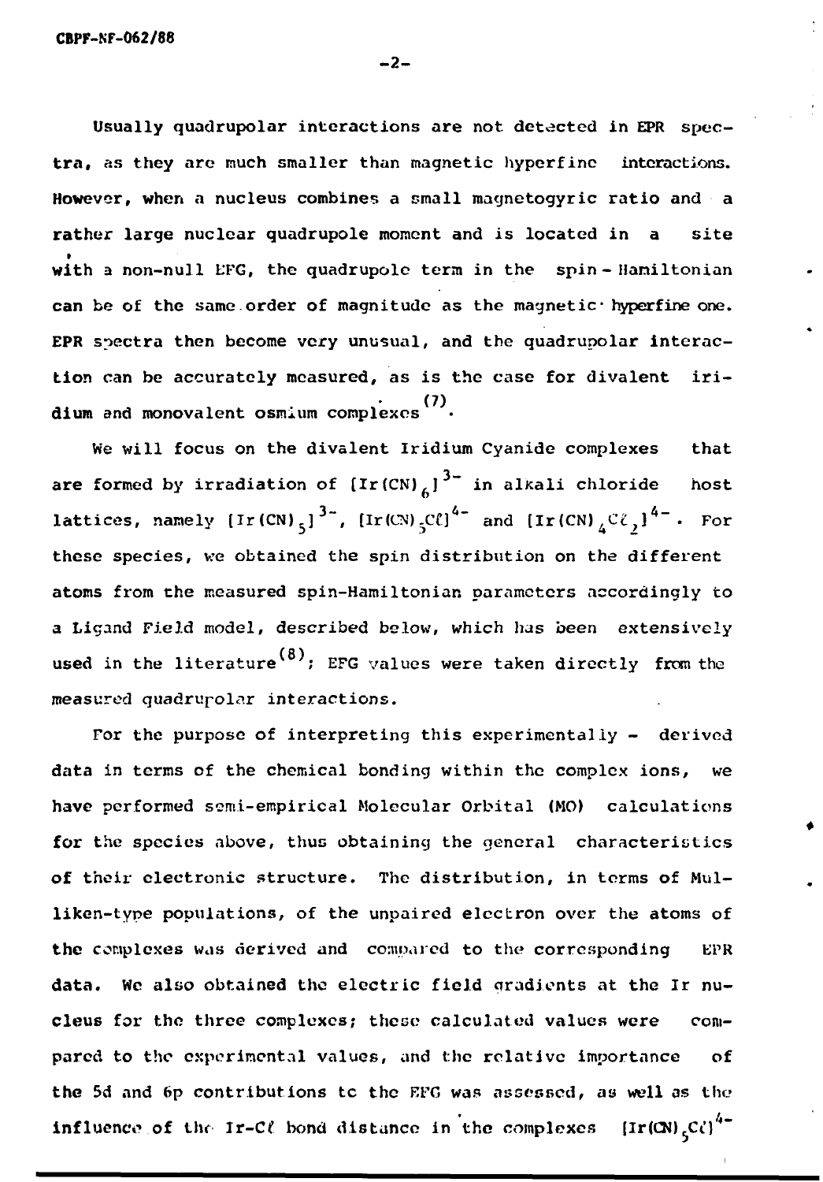Usually quadrupolar interactions are not detected in EPR spectra, as they are much smaller than magnetic hyperfine interactions. However, when a nucleus combines a small magnetogyric ratio and a rather large nuclear quadrupole moment and is located in a site with a non-null EFG, the quadrupole term in the spin-Hamiltonian can be of the same order of magnitude as the magnetic hyperfine one. EPR spectra then become very unusual, and the quadrupolar interaction can be accurately measured, as is the case for divalent iridium and monovalent osmium complexes[7].

We will focus on the divalent Iridium Cyanide complexes that are formed by irradiation of $[Ir(CN)_6]^{3-}$ in alkali chloride host lattices, namely $[Ir(CN)_5]^{3-}$, $[Ir(CN)_5Cl]^{4-}$ and $[Ir(CN)_4Cl_2]^{4-}$. For these species, we obtained the spin distribution on the different atoms from the measured spin-Hamiltonian parameters accordingly to a Ligand Field model, described below, which has been extensively used in the literature[8]; EFG values were taken directly from the measured quadrupolar interactions.

For the purpose of interpreting this experimentally - derived data in terms of the chemical bonding within the complex ions, we have performed semi-empirical Molecular Orbital (MO) calculations for the species above, thus obtaining the general characteristics of their electronic structure. The distribution, in terms of Mulliken-type populations, of the unpaired electron over the atoms of the complexes was derived and compared to the corresponding EPR data. We also obtained the electric field gradients at the Ir nucleus for the three complexes; these calculated values were compared to the experimental values, and the relative importance of the 5d and 6p contributions to the EFG was assessed, as well as the influence of the Ir-Cl bond distance in the complexes $[Ir(CN)_5Cl]^{4-}$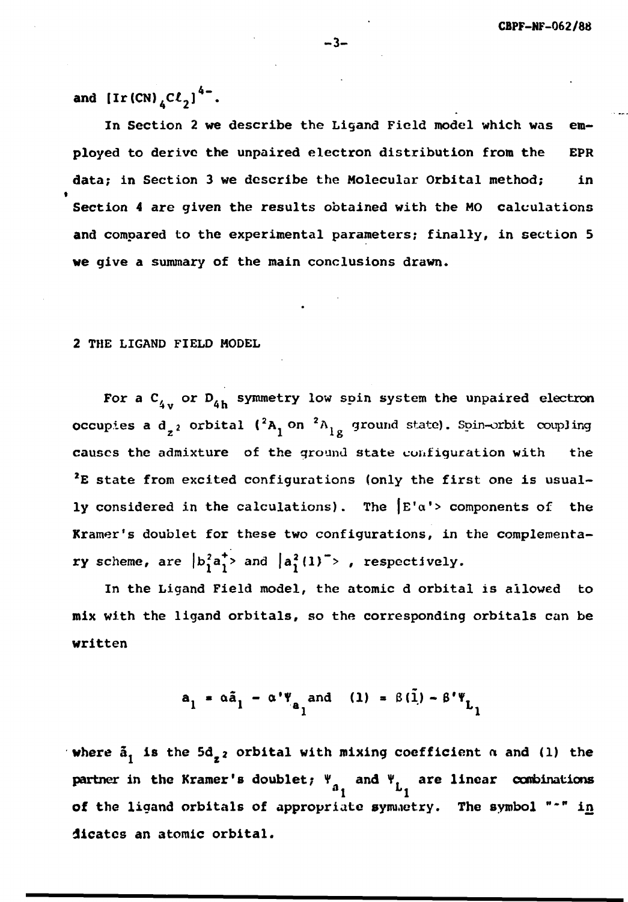and $[Ir(CN)_4Cl_2]^{4-}$.

In Section 2 we describe the Ligand Field model which was employed to derive the unpaired electron distribution from the EPR data; in Section 3 we describe the Molecular Orbital method; in Section 4 are given the results obtained with the MO calculations and compared to the experimental parameters; finally, in section 5 we give a summary of the main conclusions drawn.

## 2 THE LIGAND FIELD MODEL

For a $C_{4v}$ or $D_{4h}$ symmetry low spin system the unpaired electron occupies a $d_{z^2}$ orbital ($^2A_1$ on $^2A_{1g}$ ground state). Spin-orbit coupling causes the admixture of the ground state configuration with the $^2E$ state from excited configurations (only the first one is usually considered in the calculations). The $|E'\alpha'\rangle$ components of the Kramer's doublet for these two configurations, in the complementary scheme, are $|b_1^2a_1^+\rangle$ and $|a_1^2(1)^-\rangle$, respectively.

In the Ligand Field model, the atomic d orbital is allowed to mix with the ligand orbitals, so the corresponding orbitals can be written

$$a_1 = \alpha\tilde{a}_1 - \alpha'\Psi_{a_1} \text{ and } (1) = \beta(\tilde{1}) - \beta'\Psi_{L_1}$$

where $\tilde{a}_1$ is the $5d_{z^2}$ orbital with mixing coefficient $\alpha$ and (1) the partner in the Kramer's doublet; $\Psi_{a_1}$ and $\Psi_{L_1}$ are linear combinations of the ligand orbitals of appropriate symmetry. The symbol "~" indicates an atomic orbital.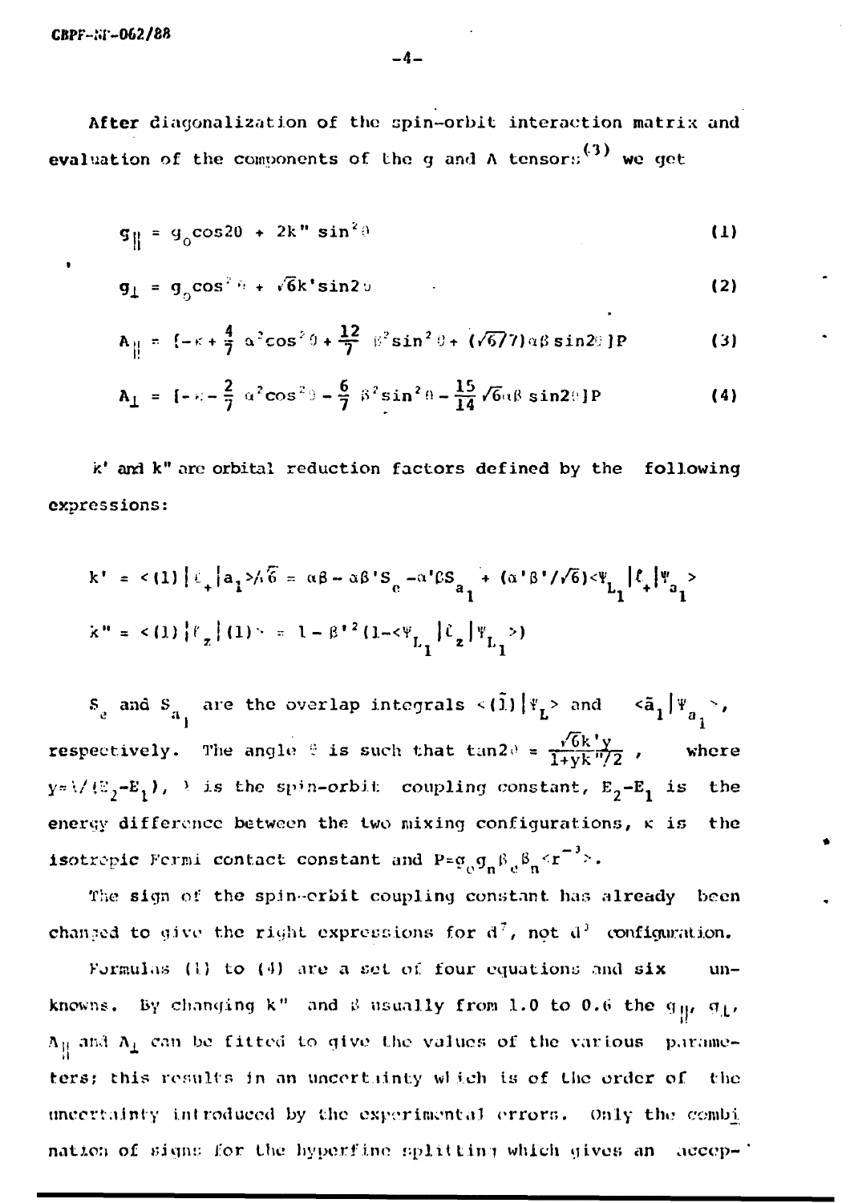After diagonalization of the spin-orbit interaction matrix and evaluation of the components of the g and A tensors[3] we get

$$g_{\parallel} = g_0\cos 2\theta + 2k''\sin^2\theta \tag{1}$$

$$g_{\perp} = g_0\cos^2\theta + \sqrt{6}k'\sin 2\theta \tag{2}$$

$$A_{\parallel} = [-\kappa + \frac{4}{7}\alpha^2\cos^2\theta + \frac{12}{7}\beta^2\sin^2\theta + (\sqrt{6}/7)\alpha\beta\sin 2\theta]P \tag{3}$$

$$A_{\perp} = [-\kappa - \frac{2}{7}\alpha^2\cos^2\theta - \frac{6}{7}\beta^2\sin^2\theta - \frac{15}{14}\sqrt{6}\alpha\beta\sin 2\theta]P \tag{4}$$

$k'$ and $k''$ are orbital reduction factors defined by the following expressions:

$$k' = \langle (1)|\ell_+|a_1\rangle/\sqrt{6} = \alpha\beta - \alpha\beta' S_e - \alpha'\beta S_{a_1} + (\alpha'\beta'/\sqrt{6})\langle \Psi_{L_1}|\ell_+|\Psi_{a_1}\rangle$$

$$k'' = \langle (1)|\ell_z|(1)\rangle = 1 - \beta'^2(1 - \langle \Psi_{L_1}|\ell_z|\Psi_{L_1}\rangle)$$

$S_e$ and $S_{a_1}$ are the overlap integrals $\langle(\tilde{1})|\Psi_L\rangle$ and $\langle \tilde{a}_1|\Psi_{a_1}\rangle$, respectively. The angle $\theta$ is such that $\tan 2\theta = \frac{\sqrt{6}k'y}{1+yk''/2}$, where $y=\lambda/(E_2-E_1)$, $\lambda$ is the spin-orbit coupling constant, $E_2-E_1$ is the energy difference between the two mixing configurations, $\kappa$ is the isotropic Fermi contact constant and $P=g_0 g_n \beta_e \beta_n \langle r^{-3}\rangle$.

The sign of the spin-orbit coupling constant has already been changed to give the right expressions for $d^7$, not $d^3$ configuration.

Formulas (1) to (4) are a set of four equations and six unknowns. By changing $k''$ and $\theta$ usually from 1.0 to 0.6 the $g_{\parallel}$, $g_{\perp}$, $A_{\parallel}$ and $A_{\perp}$ can be fitted to give the values of the various parameters; this results in an uncertainty which is of the order of the uncertainty introduced by the experimental errors. Only the combination of signs for the hyperfine splitting which gives an accep-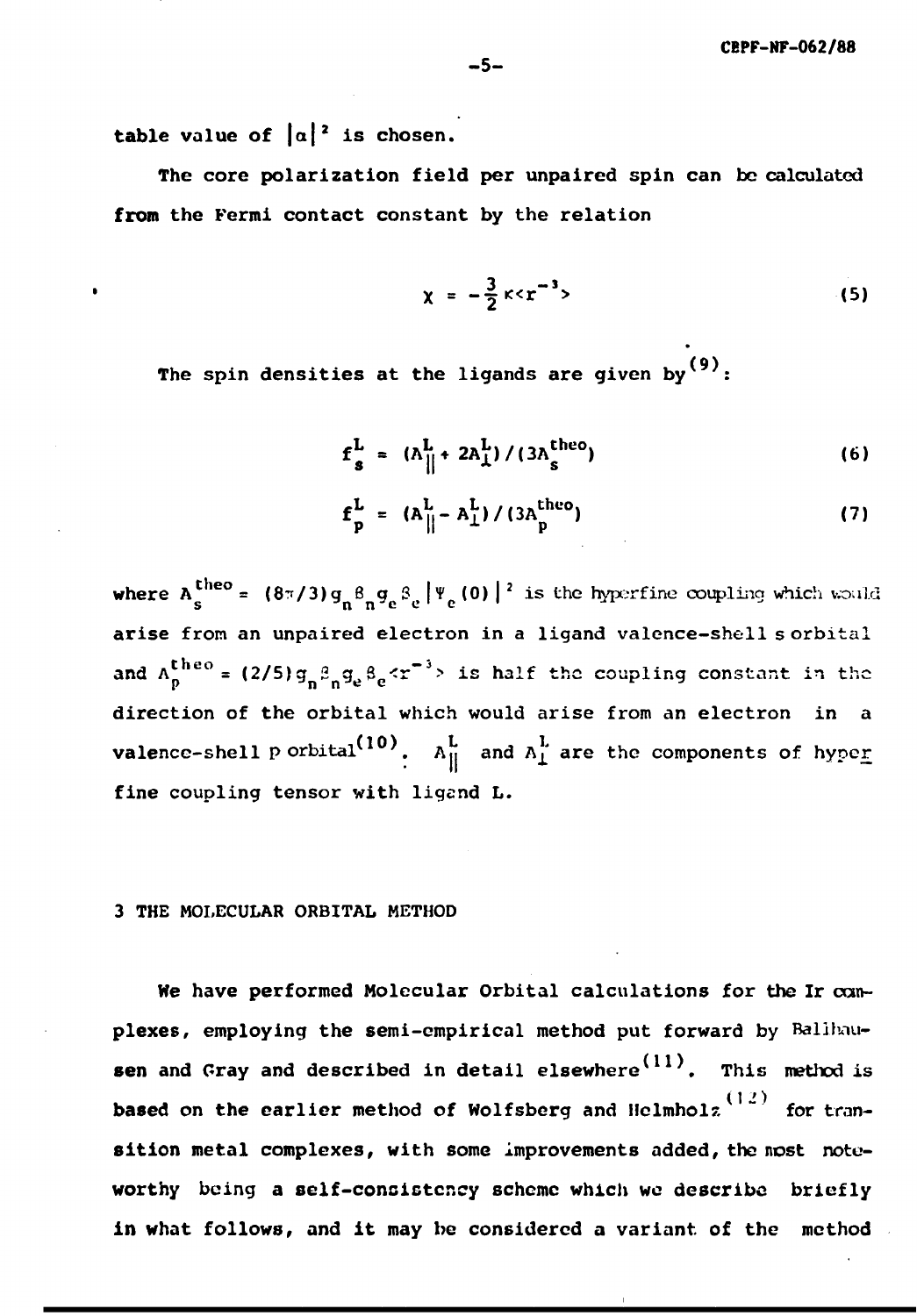table value of $|\alpha|^2$ is chosen.

The core polarization field per unpaired spin can be calculated from the Fermi contact constant by the relation

$$\chi = -\frac{3}{2}\kappa\langle r^{-3}\rangle \tag{5}$$

The spin densities at the ligands are given by[9]:

$$f_s^L = (A_{\parallel}^L + 2A_{\perp}^L)/(3A_s^{theo}) \tag{6}$$

$$f_p^L = (A_{\parallel}^L - A_{\perp}^L)/(3A_p^{theo}) \tag{7}$$

where $A_s^{theo} = (8\pi/3)g_n\beta_n g_e\beta_e|\Psi_e(0)|^2$ is the hyperfine coupling which would arise from an unpaired electron in a ligand valence-shell s orbital and $A_p^{theo} = (2/5)g_n\beta_n g_e\beta_e\langle r^{-3}\rangle$ is half the coupling constant in the direction of the orbital which would arise from an electron in a valence-shell p orbital[10]. $A_{\parallel}^L$ and $A_{\perp}^L$ are the components of hyperfine coupling tensor with ligand L.

## 3 THE MOLECULAR ORBITAL METHOD

We have performed Molecular Orbital calculations for the Ir complexes, employing the semi-empirical method put forward by Ballhausen and Gray and described in detail elsewhere[11]. This method is based on the earlier method of Wolfsberg and Helmholz[12] for transition metal complexes, with some improvements added, the most noteworthy being a self-consistency scheme which we describe briefly in what follows, and it may be considered a variant of the method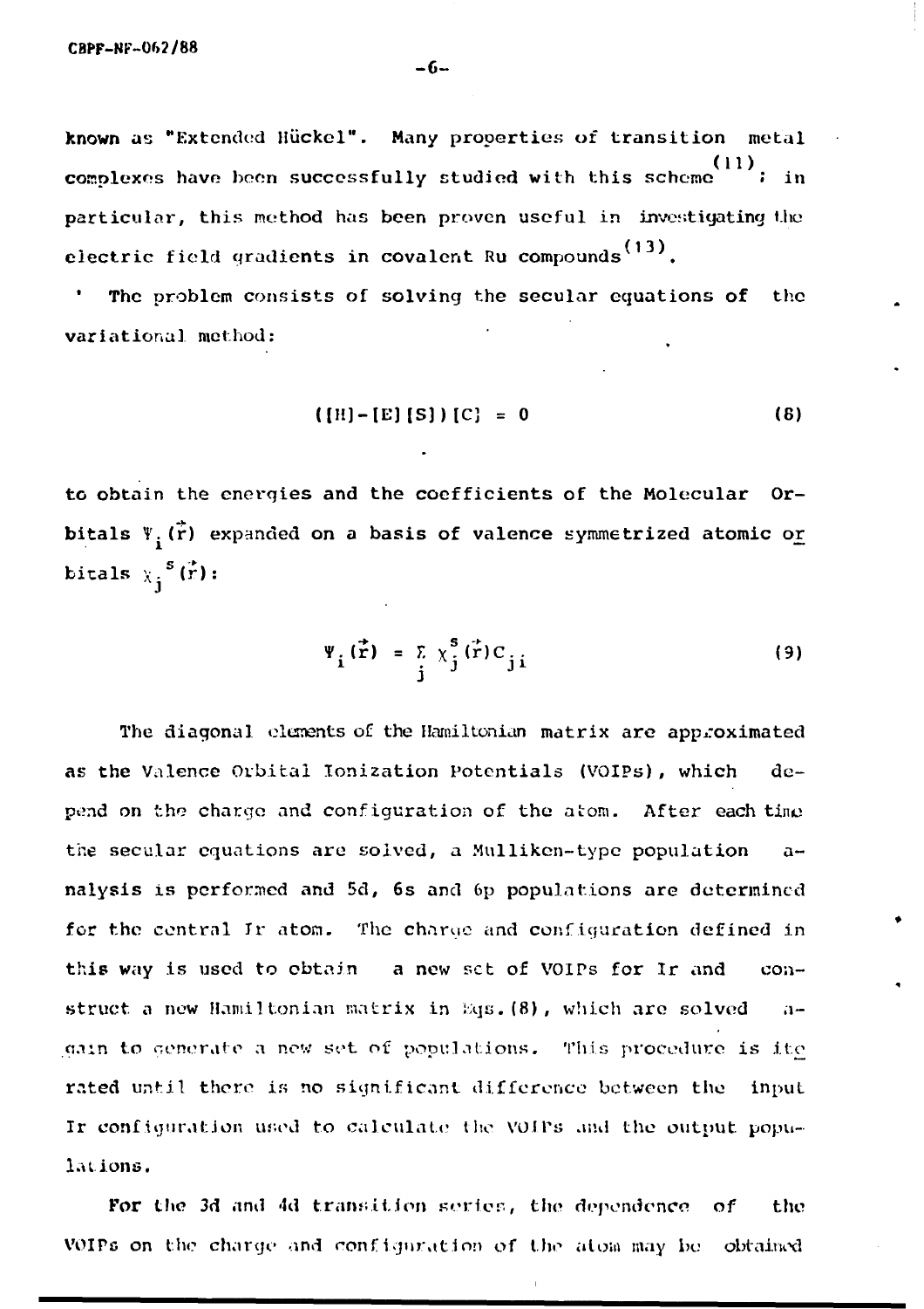known as "Extended Hückel". Many properties of transition metal complexes have been successfully studied with this scheme[11]; in particular, this method has been proven useful in investigating the electric field gradients in covalent Ru compounds[13].

The problem consists of solving the secular equations of the variational method:

$$([H]-[E][S])[C] = 0 \tag{8}$$

to obtain the energies and the coefficients of the Molecular Orbitals $\Psi_i(\vec{r})$ expanded on a basis of valence symmetrized atomic orbitals $\chi_j^s(\vec{r})$:

$$\Psi_i(\vec{r}) = \sum_j \chi_j^s(\vec{r}) C_{ji} \tag{9}$$

The diagonal elements of the Hamiltonian matrix are approximated as the Valence Orbital Ionization Potentials (VOIPs), which depend on the charge and configuration of the atom. After each time the secular equations are solved, a Mulliken-type population analysis is performed and 5d, 6s and 6p populations are determined for the central Ir atom. The charge and configuration defined in this way is used to obtain a new set of VOIPs for Ir and construct a new Hamiltonian matrix in Eqs.(8), which are solved again to generate a new set of populations. This procedure is iterated until there is no significant difference between the input Ir configuration used to calculate the VOIPs and the output populations.

For the 3d and 4d transition series, the dependence of the VOIPs on the charge and configuration of the atom may be obtained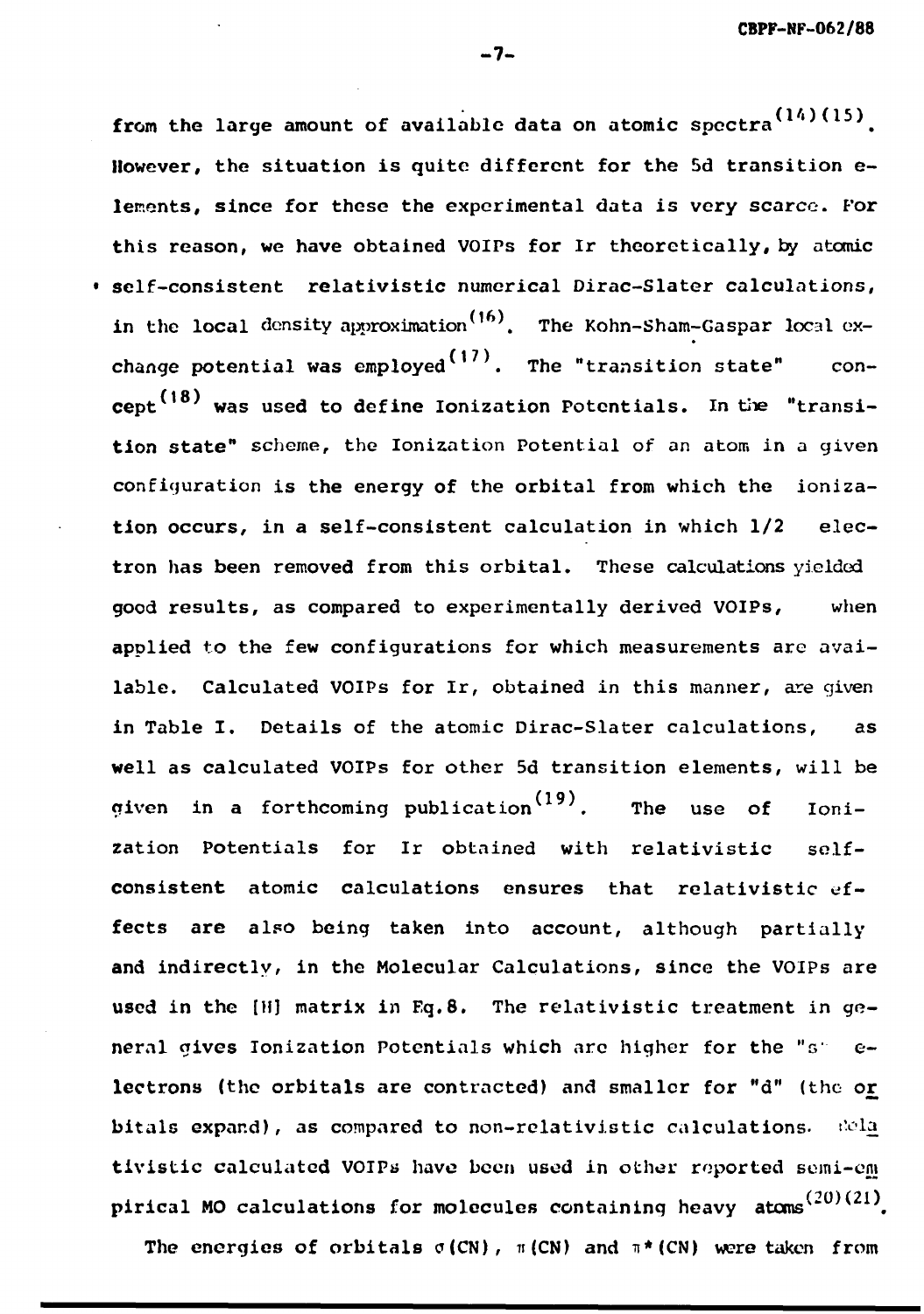from the large amount of available data on atomic spectra[14][15]. However, the situation is quite different for the 5d transition elements, since for these the experimental data is very scarce. For this reason, we have obtained VOIPs for Ir theoretically, by atomic self-consistent relativistic numerical Dirac-Slater calculations, in the local density approximation[16]. The Kohn-Sham-Gaspar local exchange potential was employed[17]. The "transition state" concept[18] was used to define Ionization Potentials. In the "transition state" scheme, the Ionization Potential of an atom in a given configuration is the energy of the orbital from which the ionization occurs, in a self-consistent calculation in which 1/2 electron has been removed from this orbital. These calculations yielded good results, as compared to experimentally derived VOIPs, when applied to the few configurations for which measurements are available. Calculated VOIPs for Ir, obtained in this manner, are given in Table I. Details of the atomic Dirac-Slater calculations, as well as calculated VOIPs for other 5d transition elements, will be given in a forthcoming publication[19]. The use of Ionization Potentials for Ir obtained with relativistic self-consistent atomic calculations ensures that relativistic effects are also being taken into account, although partially and indirectly, in the Molecular Calculations, since the VOIPs are used in the [H] matrix in Eq.8. The relativistic treatment in general gives Ionization Potentials which are higher for the "s" electrons (the orbitals are contracted) and smaller for "d" (the orbitals expand), as compared to non-relativistic calculations. Relativistic calculated VOIPs have been used in other reported semi-empirical MO calculations for molecules containing heavy atoms[20][21].

The energies of orbitals $\sigma$(CN), $\pi$(CN) and $\pi^*$(CN) were taken from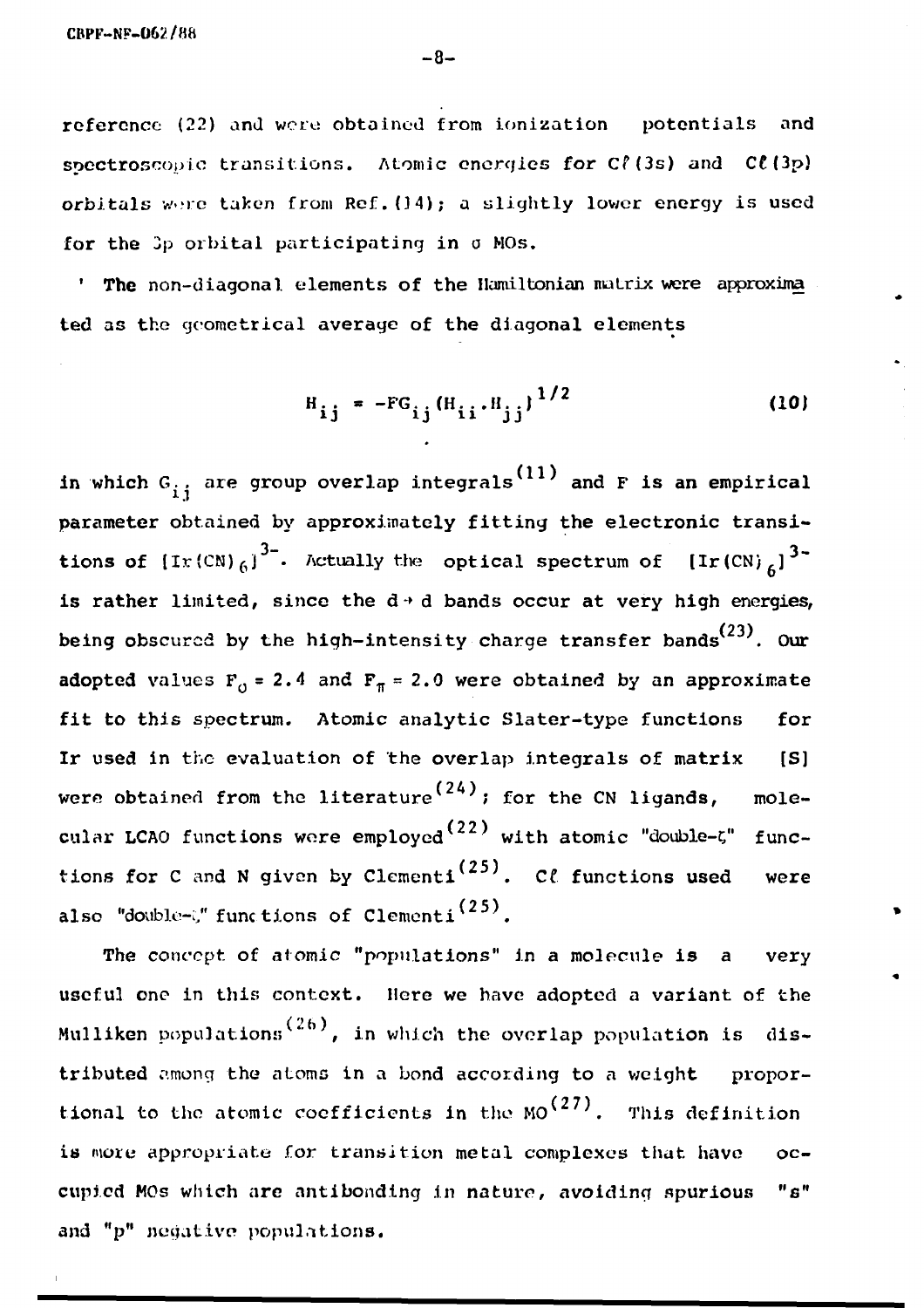reference (22) and were obtained from ionization potentials and spectroscopic transitions. Atomic energies for Cℓ(3s) and Cℓ(3p) orbitals were taken from Ref.(14); a slightly lower energy is used for the 3p orbital participating in σ MOs.

The non-diagonal elements of the Hamiltonian matrix were approximated as the geometrical average of the diagonal elements

$$H_{ij} = -FG_{ij}(H_{ii} \cdot H_{jj})^{1/2} \tag{10}$$

in which $G_{ij}$ are group overlap integrals[11] and F is an empirical parameter obtained by approximately fitting the electronic transitions of $[Ir(CN)_6]^{3-}$. Actually the optical spectrum of $[Ir(CN)_6]^{3-}$ is rather limited, since the d → d bands occur at very high energies, being obscured by the high-intensity charge transfer bands[23]. Our adopted values $F_\sigma = 2.4$ and $F_\pi = 2.0$ were obtained by an approximate fit to this spectrum. Atomic analytic Slater-type functions for Ir used in the evaluation of the overlap integrals of matrix [S] were obtained from the literature[24]; for the CN ligands, molecular LCAO functions were employed[22] with atomic "double-ζ" functions for C and N given by Clementi[25]. Cℓ functions used were also "double-ζ" functions of Clementi[25].

The concept of atomic "populations" in a molecule is a very useful one in this context. Here we have adopted a variant of the Mulliken populations[26], in which the overlap population is distributed among the atoms in a bond according to a weight proportional to the atomic coefficients in the MO[27]. This definition is more appropriate for transition metal complexes that have occupied MOs which are antibonding in nature, avoiding spurious "s" and "p" negative populations.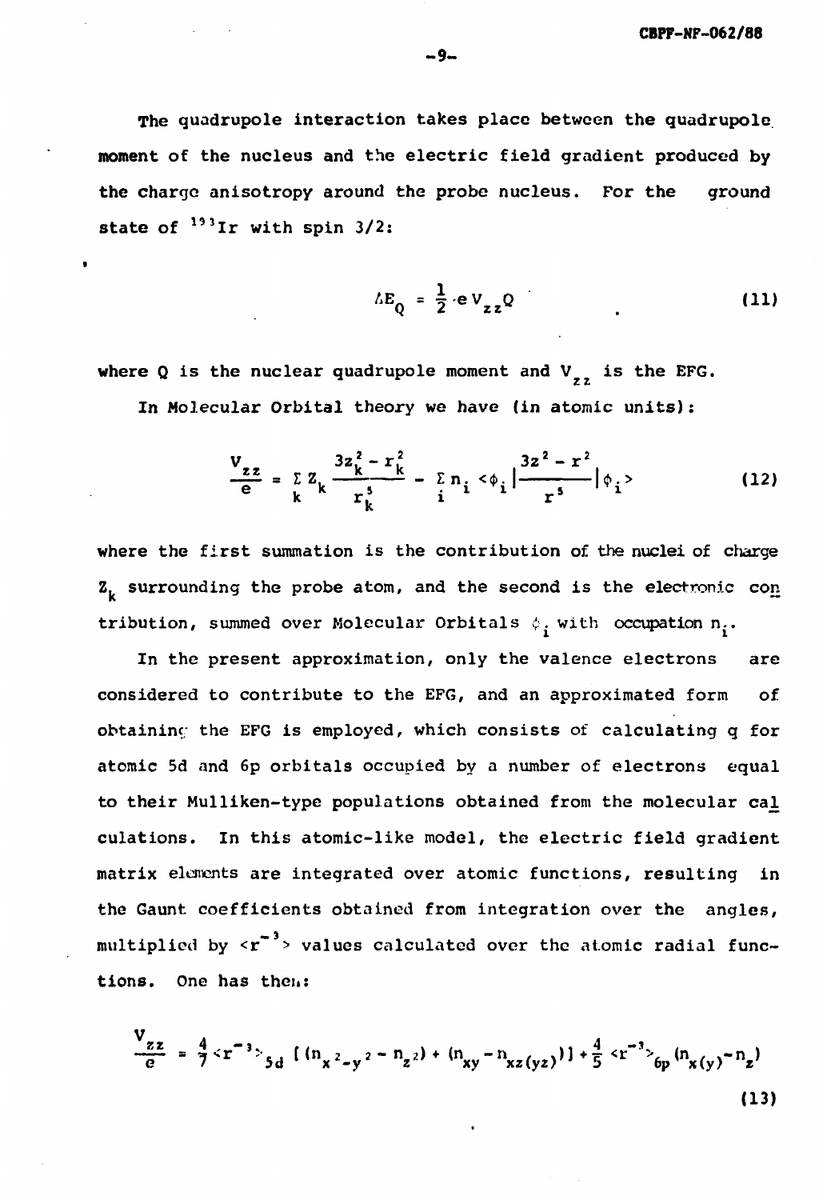The quadrupole interaction takes place between the quadrupole moment of the nucleus and the electric field gradient produced by the charge anisotropy around the probe nucleus. For the ground state of $^{193}$Ir with spin 3/2:

$$\Delta E_Q = \frac{1}{2} e V_{zz} Q \tag{11}$$

where Q is the nuclear quadrupole moment and $V_{zz}$ is the EFG.

In Molecular Orbital theory we have (in atomic units):

$$\frac{V_{zz}}{e} = \sum_k Z_k \frac{3z_k^2 - r_k^2}{r_k^5} - \sum_i n_i \langle \phi_i | \frac{3z^2 - r^2}{r^5} | \phi_i \rangle \tag{12}$$

where the first summation is the contribution of the nuclei of charge $Z_k$ surrounding the probe atom, and the second is the electronic contribution, summed over Molecular Orbitals $\phi_i$ with occupation $n_i$.

In the present approximation, only the valence electrons are considered to contribute to the EFG, and an approximated form of obtaining the EFG is employed, which consists of calculating q for atomic 5d and 6p orbitals occupied by a number of electrons equal to their Mulliken-type populations obtained from the molecular calculations. In this atomic-like model, the electric field gradient matrix elements are integrated over atomic functions, resulting in the Gaunt coefficients obtained from integration over the angles, multiplied by $\langle r^{-3} \rangle$ values calculated over the atomic radial functions. One has then:

$$\frac{V_{zz}}{e} = \frac{4}{7} \langle r^{-3} \rangle_{5d} \left[ (n_{x^2-y^2} - n_{z^2}) + (n_{xy} - n_{xz(yz)}) \right] + \frac{4}{5} \langle r^{-3} \rangle_{6p} (n_{x(y)} - n_z) \tag{13}$$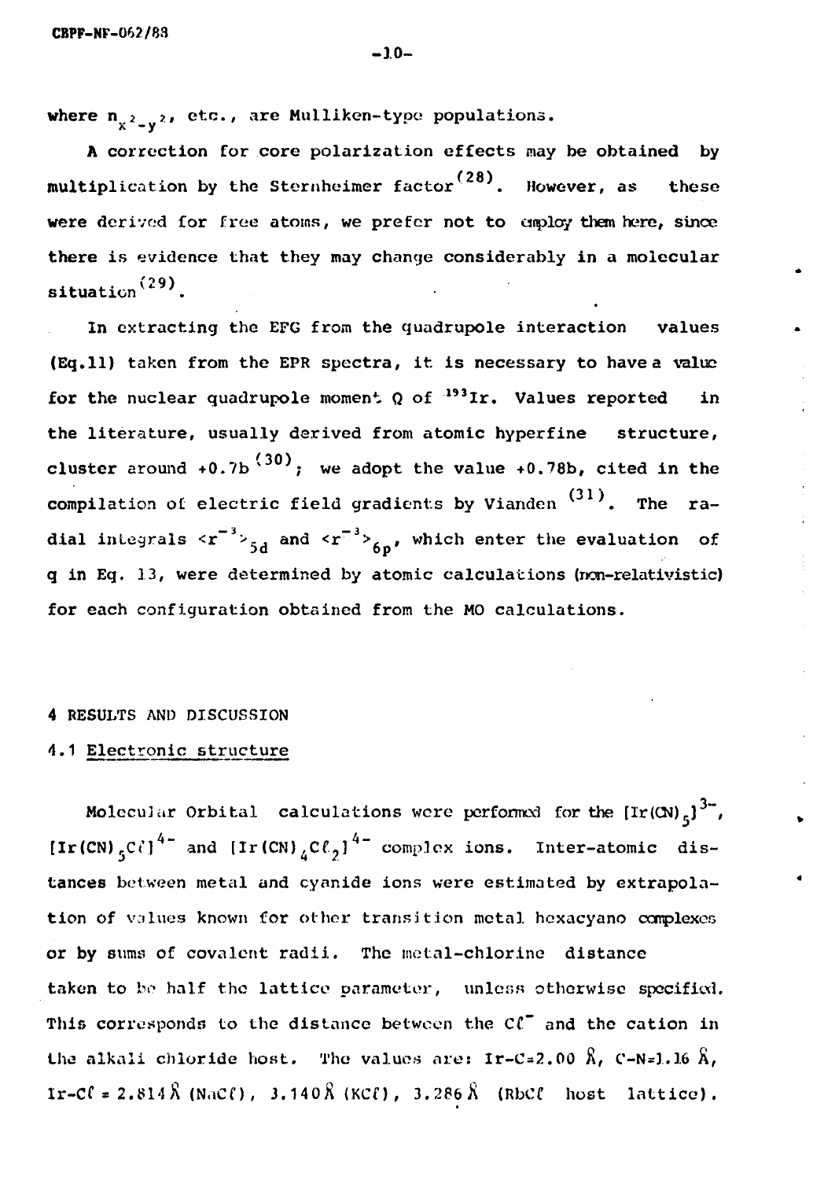where $n_{x^2-y^2}$, etc., are Mulliken-type populations.

A correction for core polarization effects may be obtained by multiplication by the Sternheimer factor[28]. However, as these were derived for free atoms, we prefer not to employ them here, since there is evidence that they may change considerably in a molecular situation[29].

In extracting the EFG from the quadrupole interaction values (Eq.11) taken from the EPR spectra, it is necessary to have a value for the nuclear quadrupole moment Q of $^{193}$Ir. Values reported in the literature, usually derived from atomic hyperfine structure, cluster around +0.7b[30]; we adopt the value +0.78b, cited in the compilation of electric field gradients by Vianden[31]. The radial integrals $\langle r^{-3}\rangle_{5d}$ and $\langle r^{-3}\rangle_{6p}$, which enter the evaluation of q in Eq. 13, were determined by atomic calculations (non-relativistic) for each configuration obtained from the MO calculations.

## 4 RESULTS AND DISCUSSION

### 4.1 Electronic structure

Molecular Orbital calculations were performed for the $[Ir(CN)_5]^{3-}$, $[Ir(CN)_5Cl]^{4-}$ and $[Ir(CN)_4Cl_2]^{4-}$ complex ions. Inter-atomic distances between metal and cyanide ions were estimated by extrapolation of values known for other transition metal hexacyano complexes or by sums of covalent radii. The metal-chlorine distance taken to be half the lattice parameter, unless otherwise specified. This corresponds to the distance between the $Cl^-$ and the cation in the alkali chloride host. The values are: Ir-C=2.00 Å, C-N=1.16 Å, Ir-Cl = 2.814 Å (NaCl), 3.140 Å (KCl), 3.286 Å (RbCl host lattice).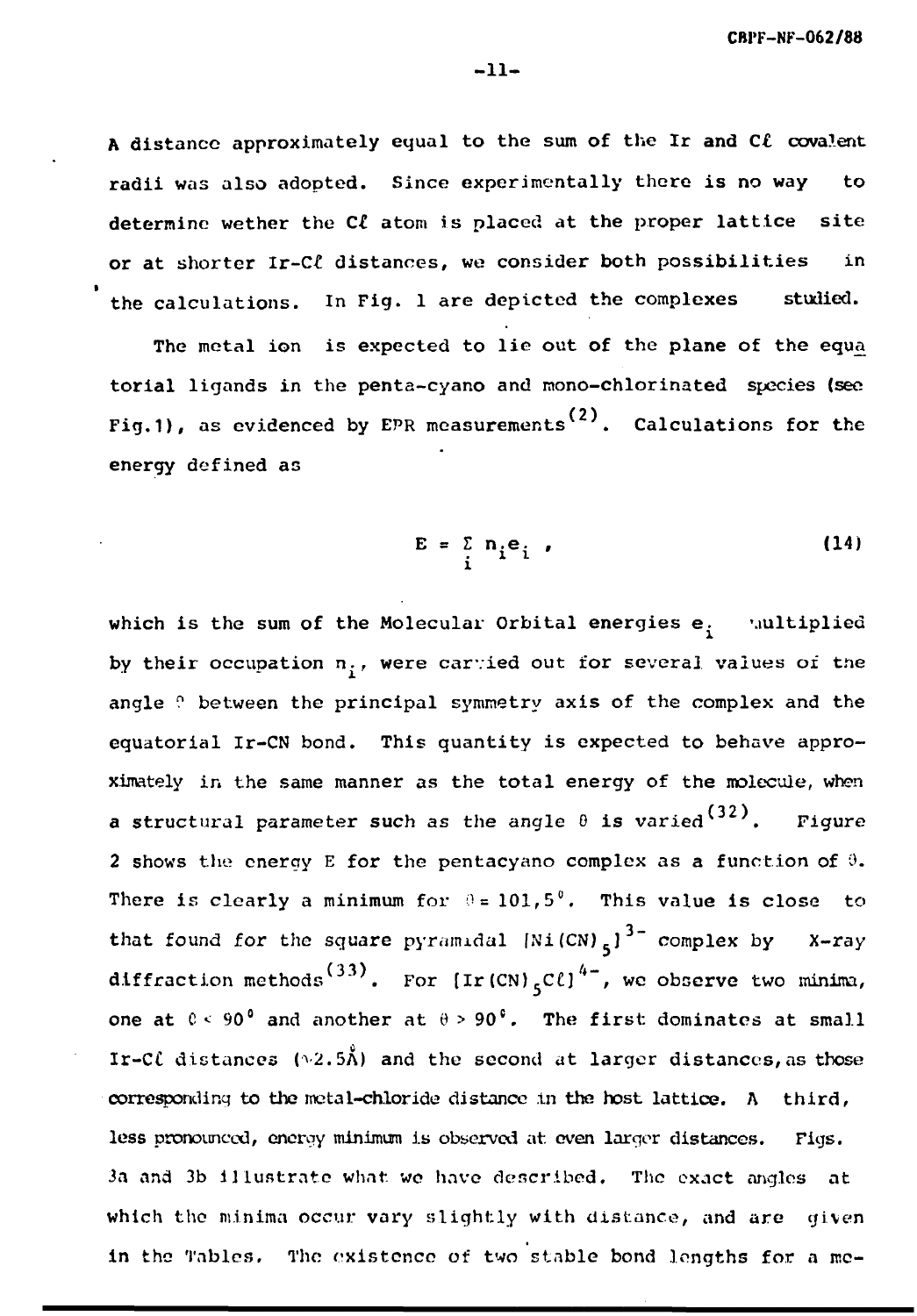A distance approximately equal to the sum of the Ir and Cℓ covalent radii was also adopted. Since experimentally there is no way to determine wether the Cℓ atom is placed at the proper lattice site or at shorter Ir-Cℓ distances, we consider both possibilities in the calculations. In Fig. 1 are depicted the complexes studied.

The metal ion is expected to lie out of the plane of the equatorial ligands in the penta-cyano and mono-chlorinated species (see Fig.1), as evidenced by EPR measurements[2]. Calculations for the energy defined as

$$E = \sum_i n_i e_i \ , \tag{14}$$

which is the sum of the Molecular Orbital energies $e_i$ multiplied by their occupation $n_i$, were carried out for several values of the angle $\theta$ between the principal symmetry axis of the complex and the equatorial Ir-CN bond. This quantity is expected to behave approximately in the same manner as the total energy of the molecule, when a structural parameter such as the angle $\theta$ is varied[32]. Figure 2 shows the energy E for the pentacyano complex as a function of $\theta$. There is clearly a minimum for $\theta = 101,5°$. This value is close to that found for the square pyramidal $[Ni(CN)_5]^{3-}$ complex by X-ray diffraction methods[33]. For $[Ir(CN)_5C\ell]^{4-}$, we observe two minima, one at $\theta < 90°$ and another at $\theta > 90°$. The first dominates at small Ir-Cℓ distances (~2.5Å) and the second at larger distances, as those corresponding to the metal-chloride distance in the host lattice. A third, less pronounced, energy minimum is observed at even larger distances. Figs. 3a and 3b illustrate what we have described. The exact angles at which the minima occur vary slightly with distance, and are given in the Tables. The existence of two stable bond lengths for a me-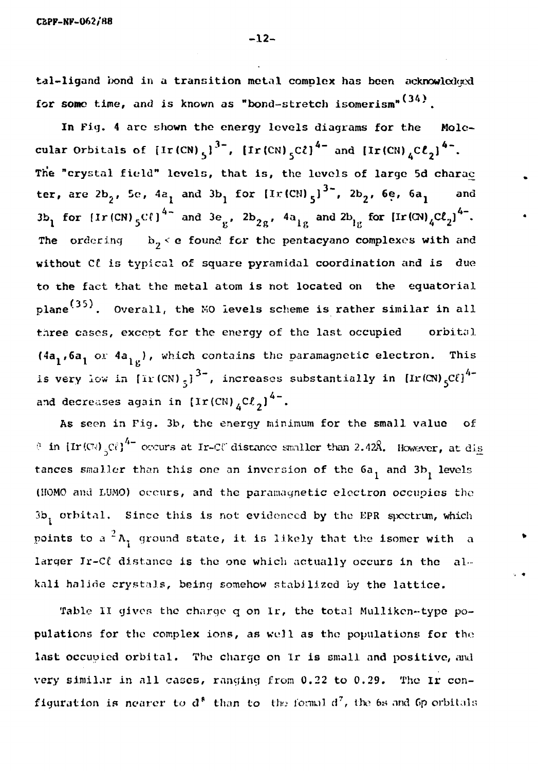tal-ligand bond in a transition metal complex has been acknowledged for some time, and is known as "bond-stretch isomerism"[34].

In Fig. 4 are shown the energy levels diagrams for the Molecular Orbitals of $[Ir(CN)_5]^{3-}$, $[Ir(CN)_5Cl]^{4-}$ and $[Ir(CN)_4Cl_2]^{4-}$. The "crystal field" levels, that is, the levels of large 5d character, are $2b_2$, $5e$, $4a_1$ and $3b_1$ for $[Ir(CN)_5]^{3-}$, $2b_2$, $6e$, $6a_1$ and $3b_1$ for $[Ir(CN)_5Cl]^{4-}$ and $3e_g$, $2b_{2g}$, $4a_{1g}$ and $2b_{1g}$ for $[Ir(CN)_4Cl_2]^{4-}$. The ordering $b_2 < e$ found for the pentacyano complexes with and without Cl is typical of square pyramidal coordination and is due to the fact that the metal atom is not located on the equatorial plane[35]. Overall, the MO levels scheme is rather similar in all three cases, except for the energy of the last occupied orbital ($4a_1$, $6a_1$ or $4a_{1g}$), which contains the paramagnetic electron. This is very low in $[Ir(CN)_5]^{3-}$, increases substantially in $[Ir(CN)_5Cl]^{4-}$ and decreases again in $[Ir(CN)_4Cl_2]^{4-}$.

As seen in Fig. 3b, the energy minimum for the small value of $\theta$ in $[Ir(CN)_5Cl]^{4-}$ occurs at Ir-Cl distance smaller than 2.42Å. However, at distances smaller than this one an inversion of the $6a_1$ and $3b_1$ levels (HOMO and LUMO) occurs, and the paramagnetic electron occupies the $3b_1$ orbital. Since this is not evidenced by the EPR spectrum, which points to a $^2A_1$ ground state, it is likely that the isomer with a larger Ir-Cl distance is the one which actually occurs in the alkali halide crystals, being somehow stabilized by the lattice.

Table II gives the charge q on Ir, the total Mulliken-type populations for the complex ions, as well as the populations for the last occupied orbital. The charge on Ir is small and positive, and very similar in all cases, ranging from 0.22 to 0.29. The Ir configuration is nearer to $d^8$ than to the formal $d^7$, the 6s and 6p orbitals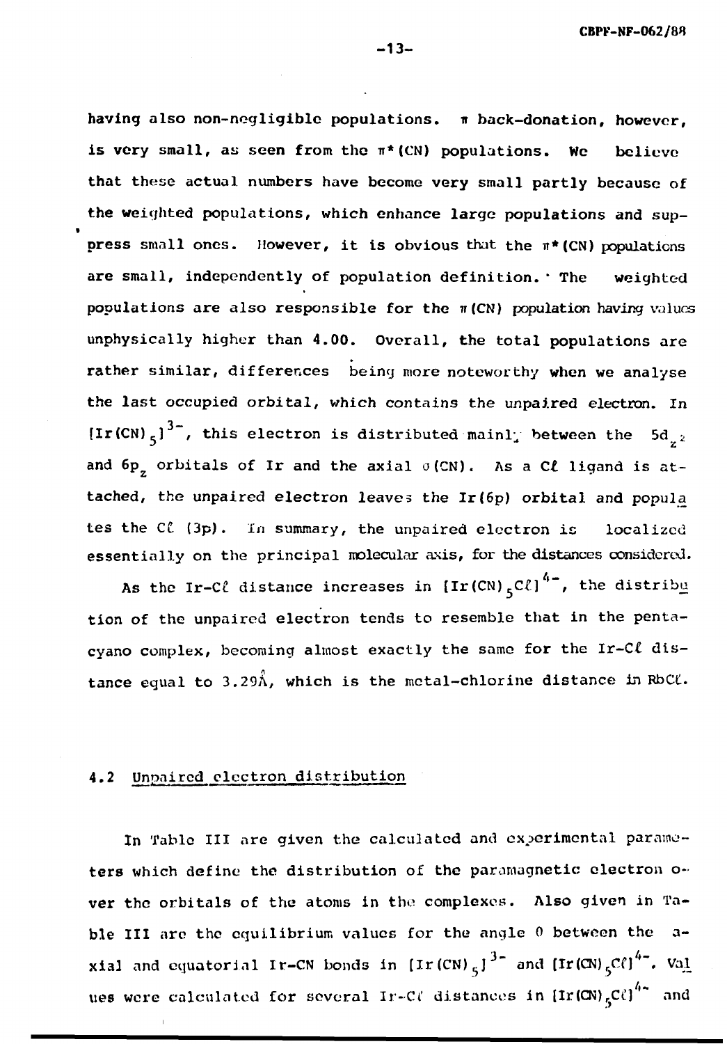having also non-negligible populations. π back-donation, however, is very small, as seen from the π*(CN) populations. We believe that these actual numbers have become very small partly because of the weighted populations, which enhance large populations and suppress small ones. However, it is obvious that the π*(CN) populations are small, independently of population definition. The weighted populations are also responsible for the π(CN) population having values unphysically higher than 4.00. Overall, the total populations are rather similar, differences being more noteworthy when we analyse the last occupied orbital, which contains the unpaired electron. In $[Ir(CN)_5]^{3-}$, this electron is distributed mainly between the $5d_{z^2}$ and $6p_z$ orbitals of Ir and the axial σ(CN). As a Cℓ ligand is attached, the unpaired electron leaves the Ir(6p) orbital and populates the Cℓ (3p). In summary, the unpaired electron is localized essentially on the principal molecular axis, for the distances considered.

As the Ir-Cℓ distance increases in $[Ir(CN)_5Cl]^{4-}$, the distribution of the unpaired electron tends to resemble that in the pentacyano complex, becoming almost exactly the same for the Ir-Cℓ distance equal to 3.29Å, which is the metal-chlorine distance in RbCℓ.

### 4.2 Unpaired electron distribution

In Table III are given the calculated and experimental parameters which define the distribution of the paramagnetic electron over the orbitals of the atoms in the complexes. Also given in Table III are the equilibrium values for the angle θ between the axial and equatorial Ir-CN bonds in $[Ir(CN)_5]^{3-}$ and $[Ir(CN)_5Cl]^{4-}$. Values were calculated for several Ir-Cℓ distances in $[Ir(CN)_5Cl]^{4-}$ and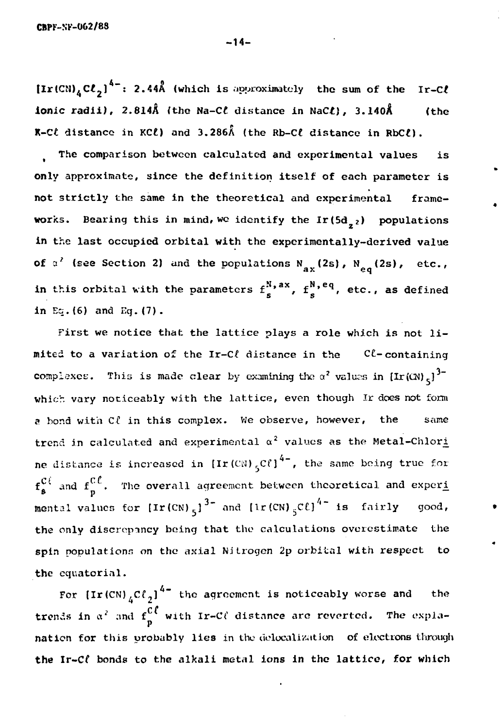$[Ir(CN)_4Cl_2]^{4-}$: 2.44Å (which is approximately the sum of the Ir-Cl ionic radii), 2.814Å (the Na-Cl distance in NaCl), 3.140Å (the K-Cl distance in KCl) and 3.286Å (the Rb-Cl distance in RbCl).

The comparison between calculated and experimental values is only approximate, since the definition itself of each parameter is not strictly the same in the theoretical and experimental frameworks. Bearing this in mind, we identify the $Ir(5d_{z^2})$ populations in the last occupied orbital with the experimentally-derived value of $\alpha^2$ (see Section 2) and the populations $N_{ax}(2s)$, $N_{eq}(2s)$, etc., in this orbital with the parameters $f_s^{N,ax}$, $f_s^{N,eq}$, etc., as defined in Eq.(6) and Eq.(7).

First we notice that the lattice plays a role which is not limited to a variation of the Ir-Cl distance in the Cl-containing complexes. This is made clear by examining the $\alpha^2$ values in $[Ir(CN)_5]^{3-}$ which vary noticeably with the lattice, even though Ir does not form a bond with Cl in this complex. We observe, however, the same trend in calculated and experimental $\alpha^2$ values as the Metal-Chlorine distance is increased in $[Ir(CN)_5Cl]^{4-}$, the same being true for $f_s^{Cl}$ and $f_p^{Cl}$. The overall agreement between theoretical and experimental values for $[Ir(CN)_5]^{3-}$ and $[Ir(CN)_5Cl]^{4-}$ is fairly good, the only discrepancy being that the calculations overestimate the spin populations on the axial Nitrogen 2p orbital with respect to the equatorial.

For $[Ir(CN)_4Cl_2]^{4-}$ the agreement is noticeably worse and the trends in $\alpha^2$ and $f_p^{Cl}$ with Ir-Cl distance are reverted. The explanation for this probably lies in the delocalization of electrons through the Ir-Cl bonds to the alkali metal ions in the lattice, for which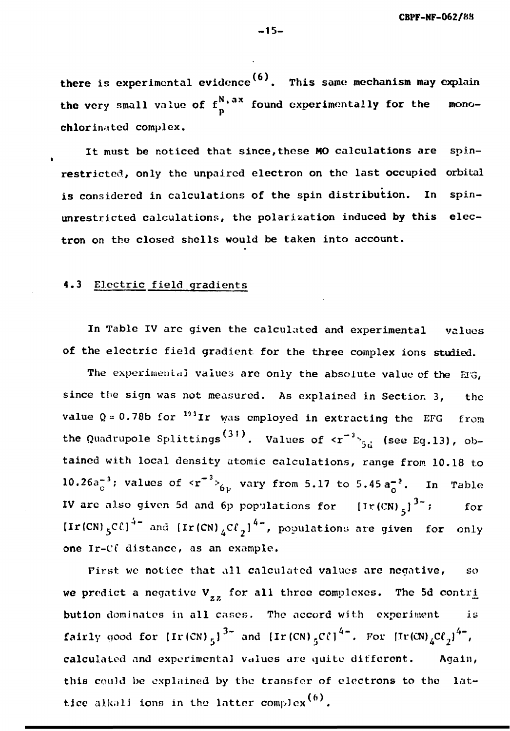there is experimental evidence[6]. This same mechanism may explain the very small value of $f_p^{N,ax}$ found experimentally for the mono-chlorinated complex.

It must be noticed that since, these MO calculations are spin-restricted, only the unpaired electron on the last occupied orbital is considered in calculations of the spin distribution. In spin-unrestricted calculations, the polarization induced by this electron on the closed shells would be taken into account.

### 4.3 Electric field gradients

In Table IV are given the calculated and experimental values of the electric field gradient for the three complex ions studied.

The experimental values are only the absolute value of the EFG, since the sign was not measured. As explained in Section 3, the value Q = 0.78b for $^{193}$Ir was employed in extracting the EFG from the Quadrupole Splittings[31]. Values of $\langle r^{-3}\rangle_{5d}$ (see Eq.13), obtained with local density atomic calculations, range from 10.18 to 10.26$a_0^{-3}$; values of $\langle r^{-3}\rangle_{6p}$ vary from 5.17 to 5.45 $a_0^{-3}$. In Table IV are also given 5d and 6p populations for $[Ir(CN)_5]^{3-}$; for $[Ir(CN)_5Cl]^{4-}$ and $[Ir(CN)_4Cl_2]^{4-}$, populations are given for only one Ir-Cl distance, as an example.

First we notice that all calculated values are negative, so we predict a negative $V_{zz}$ for all three complexes. The 5d contribution dominates in all cases. The accord with experiment is fairly good for $[Ir(CN)_5]^{3-}$ and $[Ir(CN)_5Cl]^{4-}$. For $[Ir(CN)_4Cl_2]^{4-}$, calculated and experimental values are quite different. Again, this could be explained by the transfer of electrons to the lattice alkali ions in the latter complex[6].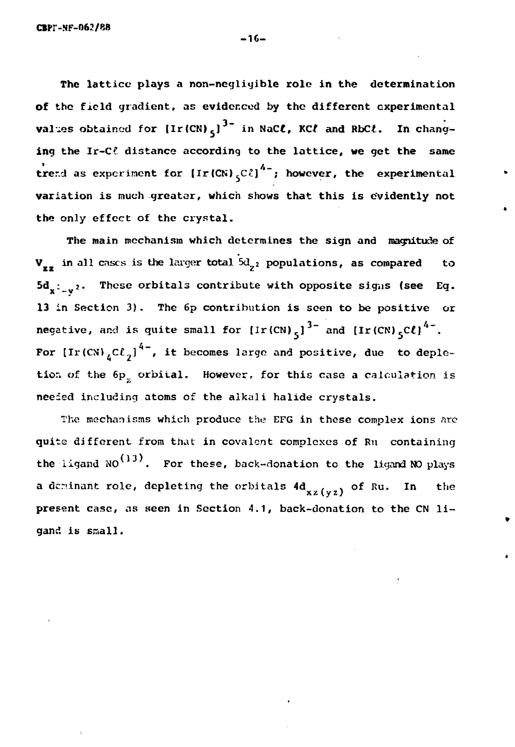The lattice plays a non-negligible role in the determination of the field gradient, as evidenced by the different experimental values obtained for $[Ir(CN)_5]^{3-}$ in NaCℓ, KCℓ and RbCℓ. In changing the Ir-Cℓ distance according to the lattice, we get the same trend as experiment for $[Ir(CN)_5C\ell]^{4-}$; however, the experimental variation is much greater, which shows that this is evidently not the only effect of the crystal.

The main mechanism which determines the sign and magnitude of $V_{zz}$ in all cases is the larger total $5d_{z^2}$ populations, as compared to $5d_{x^2-y^2}$. These orbitals contribute with opposite signs (see Eq. 13 in Section 3). The 6p contribution is seen to be positive or negative, and is quite small for $[Ir(CN)_5]^{3-}$ and $[Ir(CN)_5C\ell]^{4-}$. For $[Ir(CN)_4C\ell_2]^{4-}$, it becomes large and positive, due to depletion of the $6p_z$ orbital. However, for this case a calculation is needed including atoms of the alkali halide crystals.

The mechanisms which produce the EFG in these complex ions are quite different from that in covalent complexes of Ru containing the ligand NO[13]. For these, back-donation to the ligand NO plays a dominant role, depleting the orbitals $4d_{xz(yz)}$ of Ru. In the present case, as seen in Section 4.1, back-donation to the CN ligand is small.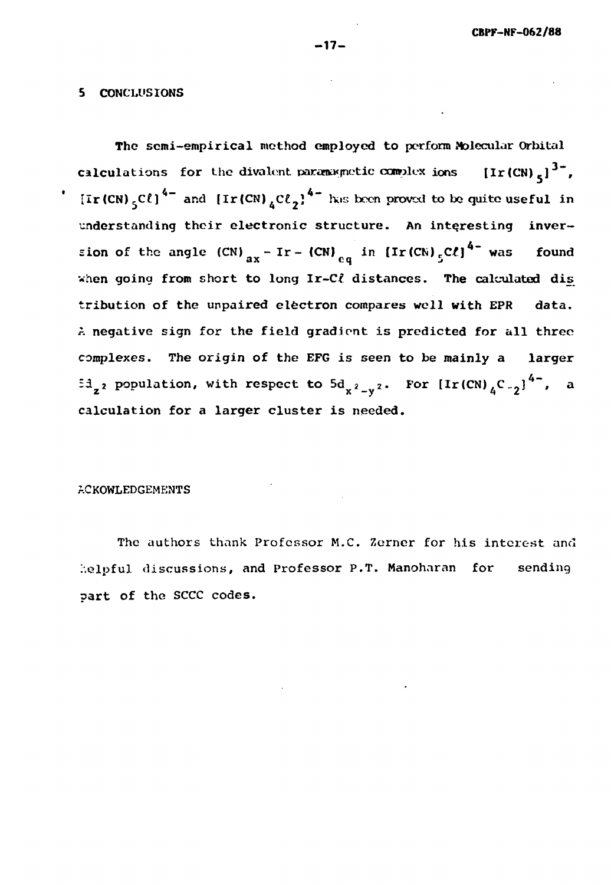## 5 CONCLUSIONS

The semi-empirical method employed to perform Molecular Orbital calculations for the divalent paramagnetic complex ions $[Ir(CN)_5]^{3-}$, $[Ir(CN)_5Cl]^{4-}$ and $[Ir(CN)_4Cl_2]^{4-}$ has been proved to be quite useful in understanding their electronic structure. An interesting inversion of the angle $(CN)_{ax} - Ir - (CN)_{eq}$ in $[Ir(CN)_5Cl]^{4-}$ was found when going from short to long Ir-Cl distances. The calculated distribution of the unpaired electron compares well with EPR data. A negative sign for the field gradient is predicted for all three complexes. The origin of the EFG is seen to be mainly a larger $5d_{z^2}$ population, with respect to $5d_{x^2-y^2}$. For $[Ir(CN)_4C_{-2}]^{4-}$, a calculation for a larger cluster is needed.

## ACKOWLEDGEMENTS

The authors thank Professor M.C. Zerner for his interest and helpful discussions, and Professor P.T. Manoharan for sending part of the SCCC codes.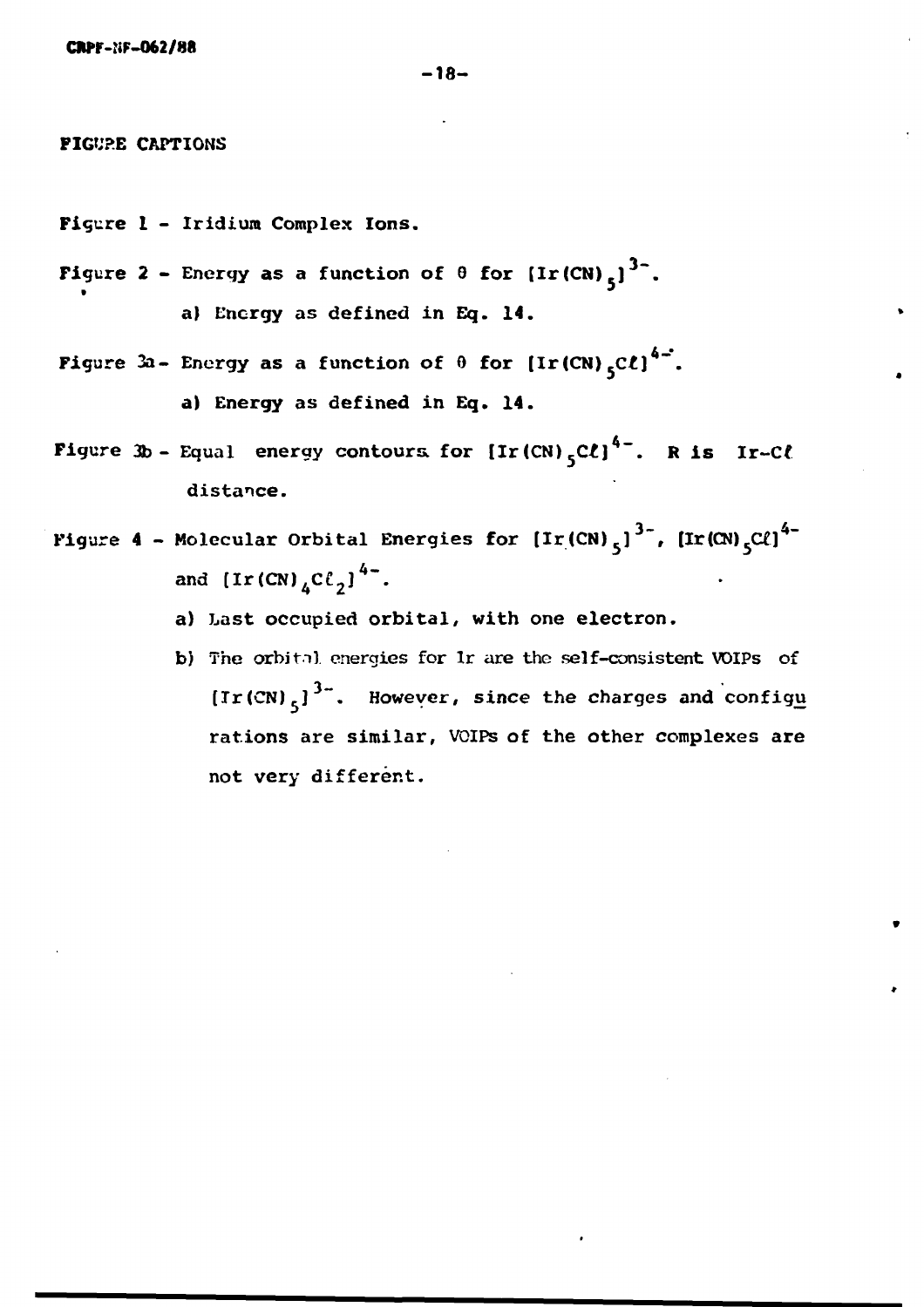FIGURE CAPTIONS

Figure 1 - Iridium Complex Ions.

Figure 2 - Energy as a function of θ for $[Ir(CN)_5]^{3-}$.

a) Energy as defined in Eq. 14.

Figure 3a - Energy as a function of θ for $[Ir(CN)_5Cl]^{4-}$.

a) Energy as defined in Eq. 14.

Figure 3b - Equal energy contours for $[Ir(CN)_5Cl]^{4-}$. R is Ir-Cl distance.

Figure 4 - Molecular Orbital Energies for $[Ir(CN)_5]^{3-}$, $[Ir(CN)_5Cl]^{4-}$ and $[Ir(CN)_4Cl_2]^{4-}$.

a) Last occupied orbital, with one electron.

b) The orbital energies for Ir are the self-consistent VOIPs of $[Ir(CN)_5]^{3-}$. However, since the charges and configurations are similar, VOIPs of the other complexes are not very different.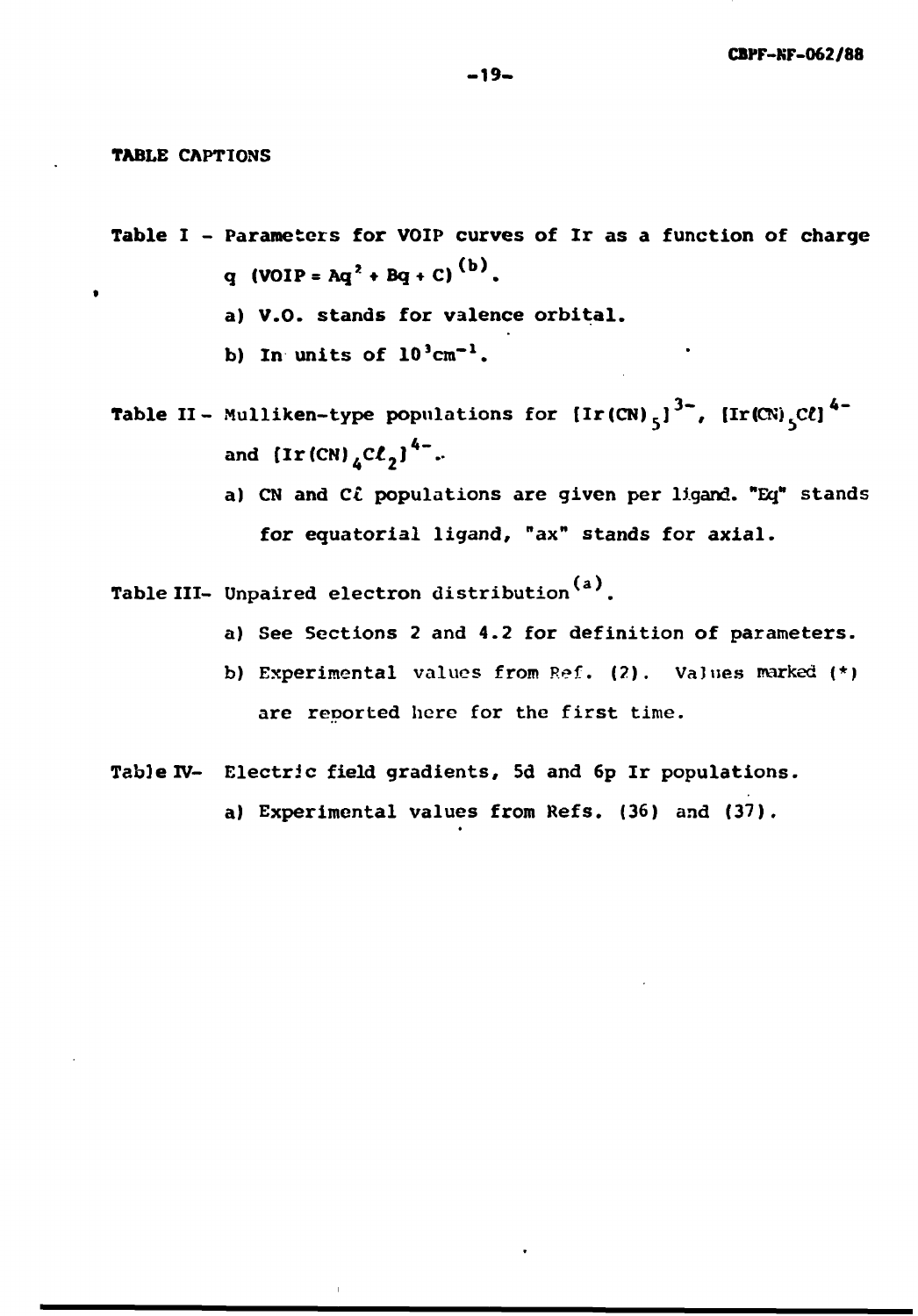## TABLE CAPTIONS

Table I - Parameters for VOIP curves of Ir as a function of charge q $(\mathrm{VOIP} = Aq^2 + Bq + C)$[(b)].

a) V.O. stands for valence orbital.

b) In units of $10^3 cm^{-1}$.

Table II - Mulliken-type populations for $[Ir(CN)_5]^{3-}$, $[Ir(CN)_5C\ell]^{4-}$ and $[Ir(CN)_4C\ell_2]^{4-}$.

a) CN and $C\ell$ populations are given per ligand. "Eq" stands for equatorial ligand, "ax" stands for axial.

Table III - Unpaired electron distribution[(a)].

a) See Sections 2 and 4.2 for definition of parameters.

b) Experimental values from Ref. (2). Values marked (*) are reported here for the first time.

Table IV - Electric field gradients, 5d and 6p Ir populations.

a) Experimental values from Refs. (36) and (37).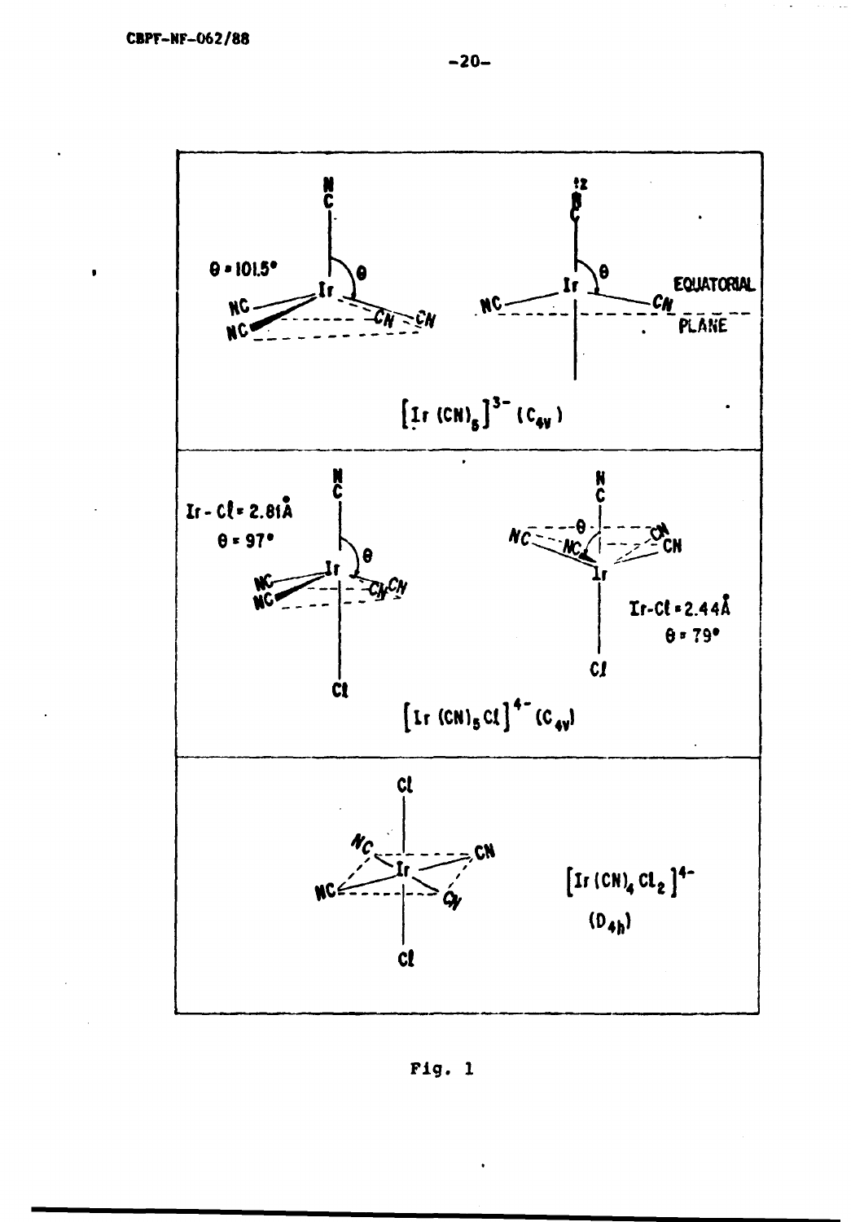$\theta = 101.5°$

EQUATORIAL PLANE

$[Ir(CN)_5]^{3-}$ $(C_{4v})$

$Ir-Cl = 2.81$ Å

$\theta = 97°$

$Ir-Cl = 2.44$ Å

$\theta = 79°$

$[Ir(CN)_5Cl]^{4-}$ $(C_{4v})$

$[Ir(CN)_4Cl_2]^{4-}$ $(D_{4h})$

Fig. 1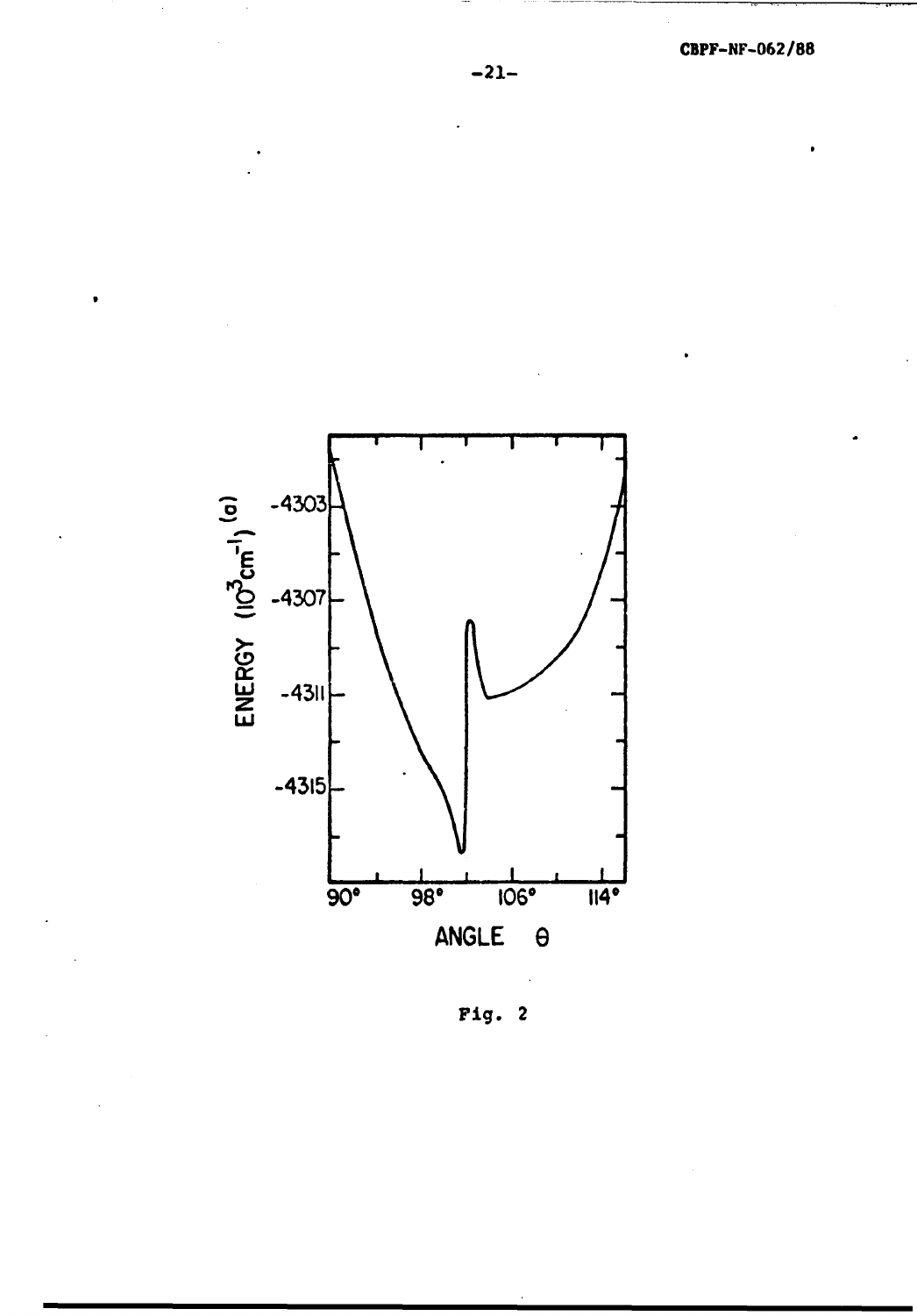Fig. 2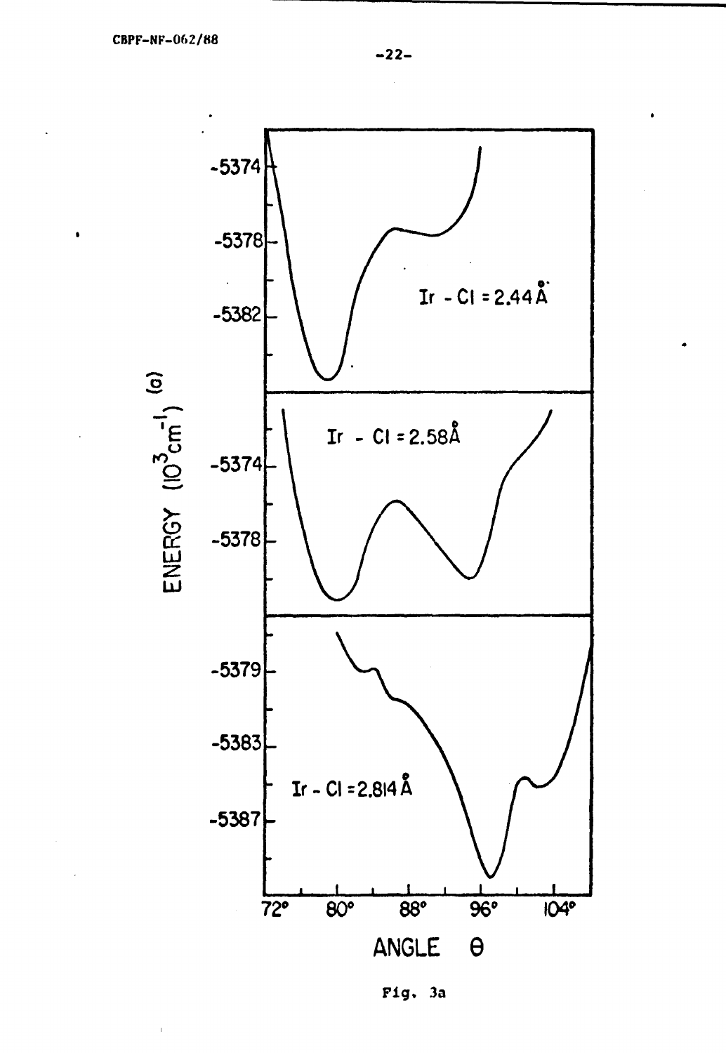Fig. 3a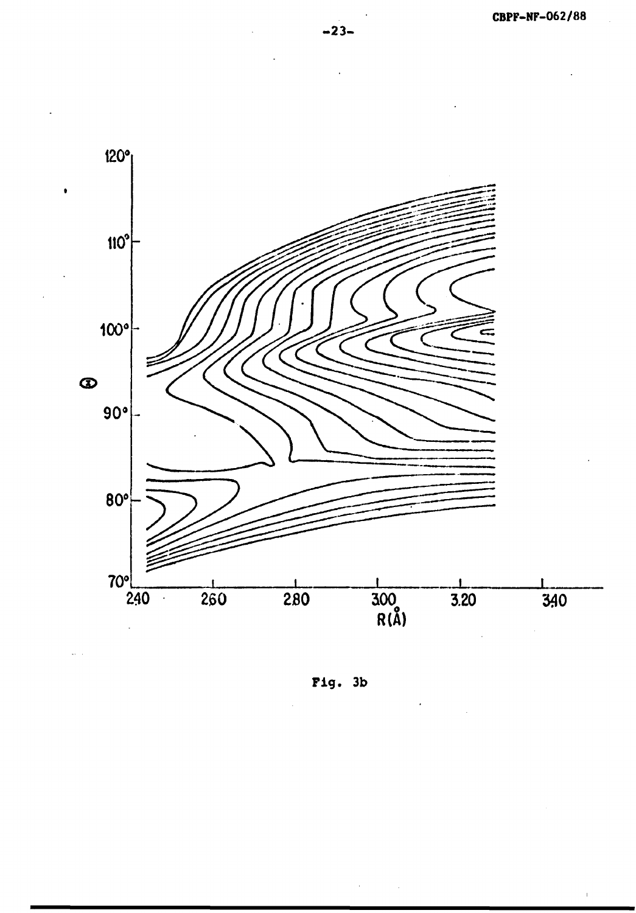Fig. 3b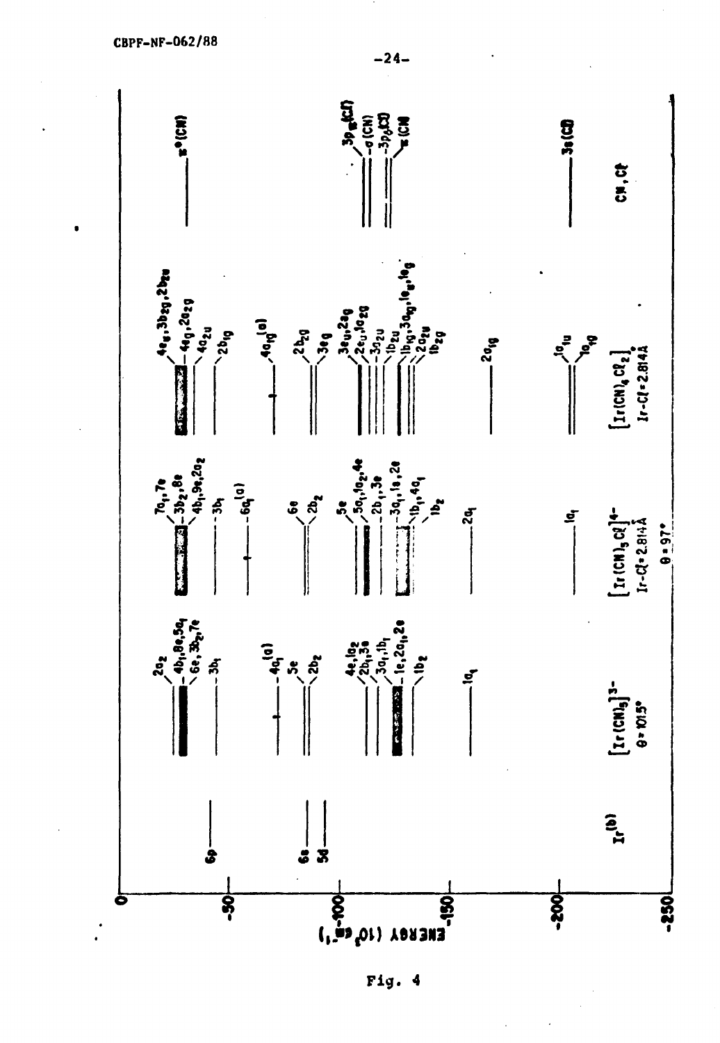Fig. 4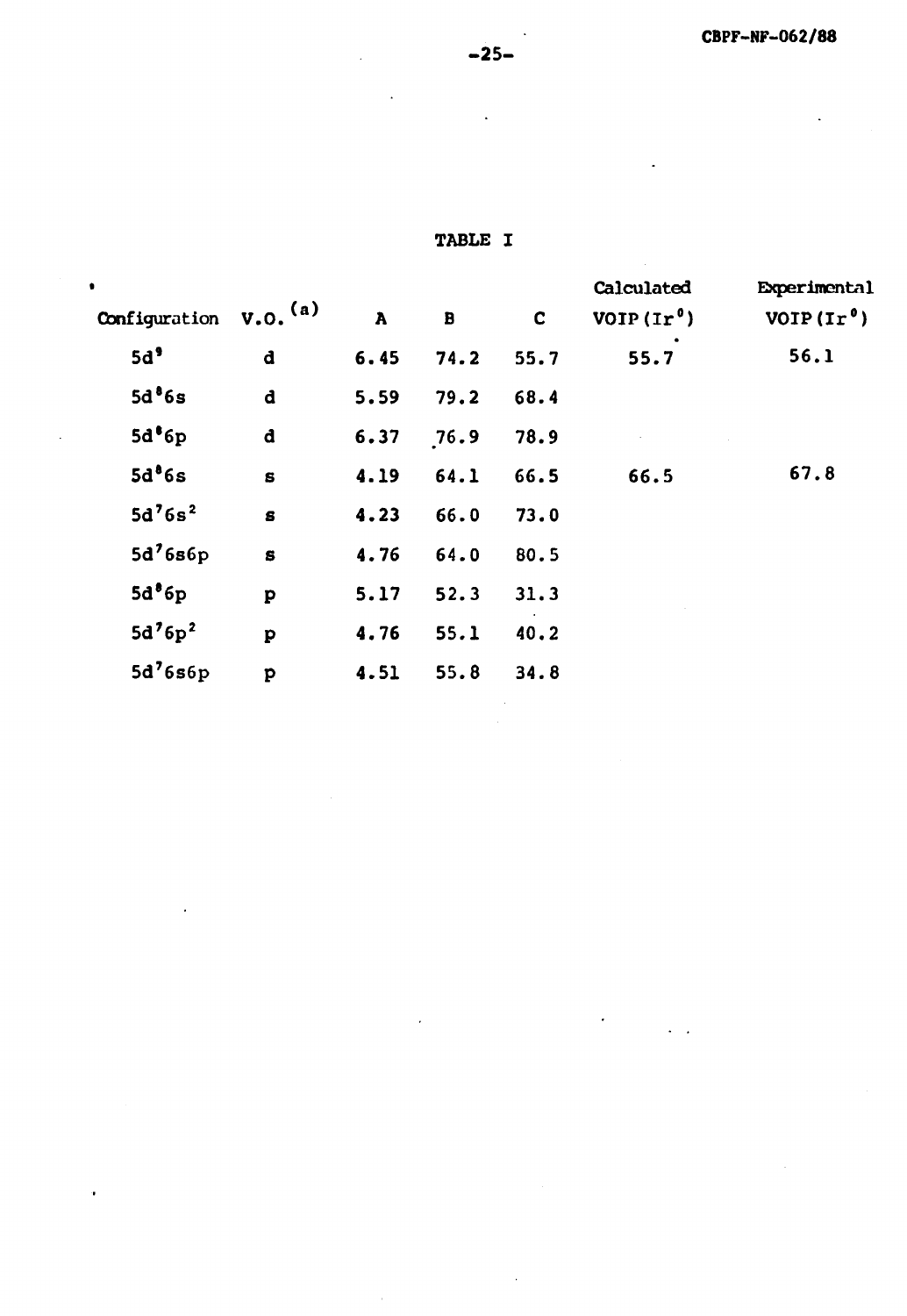TABLE I

| Configuration | V.O.[(a)] | A | B | C | Calculated VOIP($Ir^0$) | Experimental VOIP($Ir^0$) |
|---|---|---|---|---|---|---|
| $5d^9$ | d | 6.45 | 74.2 | 55.7 | 55.7 | 56.1 |
| $5d^8 6s$ | d | 5.59 | 79.2 | 68.4 | | |
| $5d^8 6p$ | d | 6.37 | 76.9 | 78.9 | | |
| $5d^8 6s$ | s | 4.19 | 64.1 | 66.5 | 66.5 | 67.8 |
| $5d^7 6s^2$ | s | 4.23 | 66.0 | 73.0 | | |
| $5d^7 6s6p$ | s | 4.76 | 64.0 | 80.5 | | |
| $5d^8 6p$ | p | 5.17 | 52.3 | 31.3 | | |
| $5d^7 6p^2$ | p | 4.76 | 55.1 | 40.2 | | |
| $5d^7 6s6p$ | p | 4.51 | 55.8 | 34.8 | | |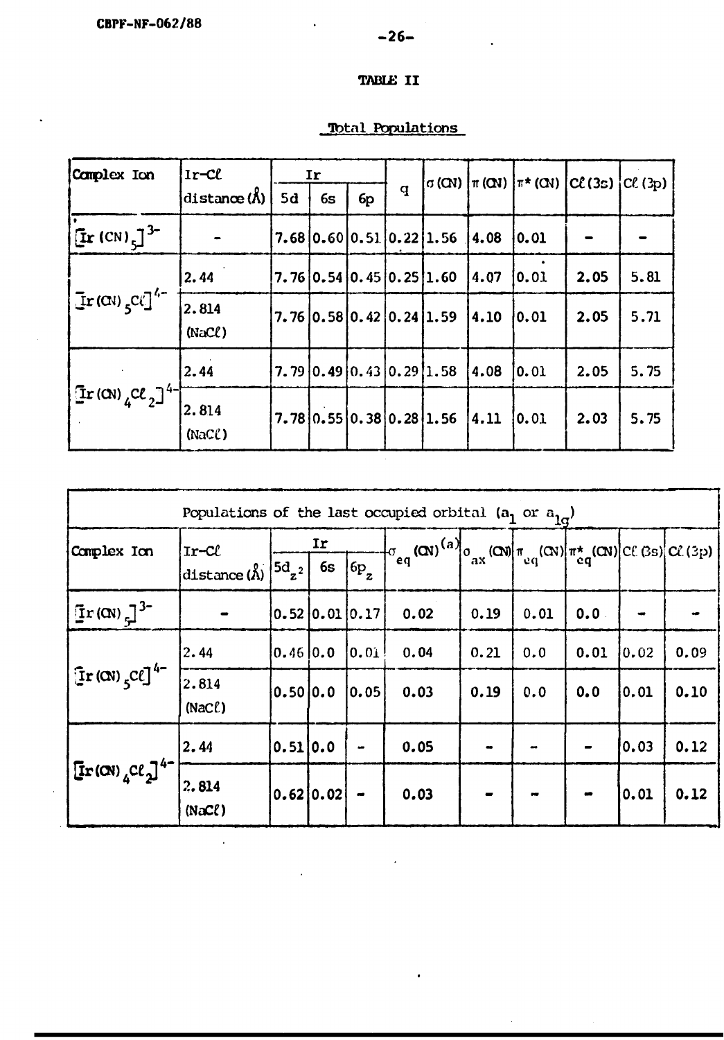# TABLE II

## Total Populations

| Complex Ion | Ir–Cℓ distance (Å) | Ir | | | q | σ (CN) | π (CN) | π* (CN) | Cℓ (3s) | Cℓ (3p) |
|---|---|---|---|---|---|---|---|---|---|---|
| | | 5d | 6s | 6p | | | | | | |
| $[Ir(CN)_5]^{3-}$ | - | 7.68 | 0.60 | 0.51 | 0.22 | 1.56 | 4.08 | 0.01 | - | - |
| $[Ir(CN)_5Cℓ]^{4-}$ | 2.44 | 7.76 | 0.54 | 0.45 | 0.25 | 1.60 | 4.07 | 0.01 | 2.05 | 5.81 |
| | 2.814 (NaCℓ) | 7.76 | 0.58 | 0.42 | 0.24 | 1.59 | 4.10 | 0.01 | 2.05 | 5.71 |
| $[Ir(CN)_4Cℓ_2]^{4-}$ | 2.44 | 7.79 | 0.49 | 0.43 | 0.29 | 1.58 | 4.08 | 0.01 | 2.05 | 5.75 |
| | 2.814 (NaCℓ) | 7.78 | 0.55 | 0.38 | 0.28 | 1.56 | 4.11 | 0.01 | 2.03 | 5.75 |

Populations of the last occupied orbital ($a_1$ or $a_{1g}$)

| Complex Ion | Ir–Cℓ distance (Å) | Ir | | | $\sigma_{eq}$ (CN)[(a)] | $\sigma_{ax}$ (CN) | $\pi_{eq}$ (CN) | $\pi^*_{eq}$ (CN) | Cℓ (3s) | Cℓ (3p) |
|---|---|---|---|---|---|---|---|---|---|---|
| | | $5d_{z^2}$ | 6s | $6p_z$ | | | | | | |
| $[Ir(CN)_5]^{3-}$ | - | 0.52 | 0.01 | 0.17 | 0.02 | 0.19 | 0.01 | 0.0 | - | - |
| $[Ir(CN)_5Cℓ]^{4-}$ | 2.44 | 0.46 | 0.0 | 0.01 | 0.04 | 0.21 | 0.0 | 0.01 | 0.02 | 0.09 |
| | 2.814 (NaCℓ) | 0.50 | 0.0 | 0.05 | 0.03 | 0.19 | 0.0 | 0.0 | 0.01 | 0.10 |
| $[Ir(CN)_4Cℓ_2]^{4-}$ | 2.44 | 0.51 | 0.0 | - | 0.05 | - | - | - | 0.03 | 0.12 |
| | 2.814 (NaCℓ) | 0.62 | 0.02 | - | 0.03 | - | - | - | 0.01 | 0.12 |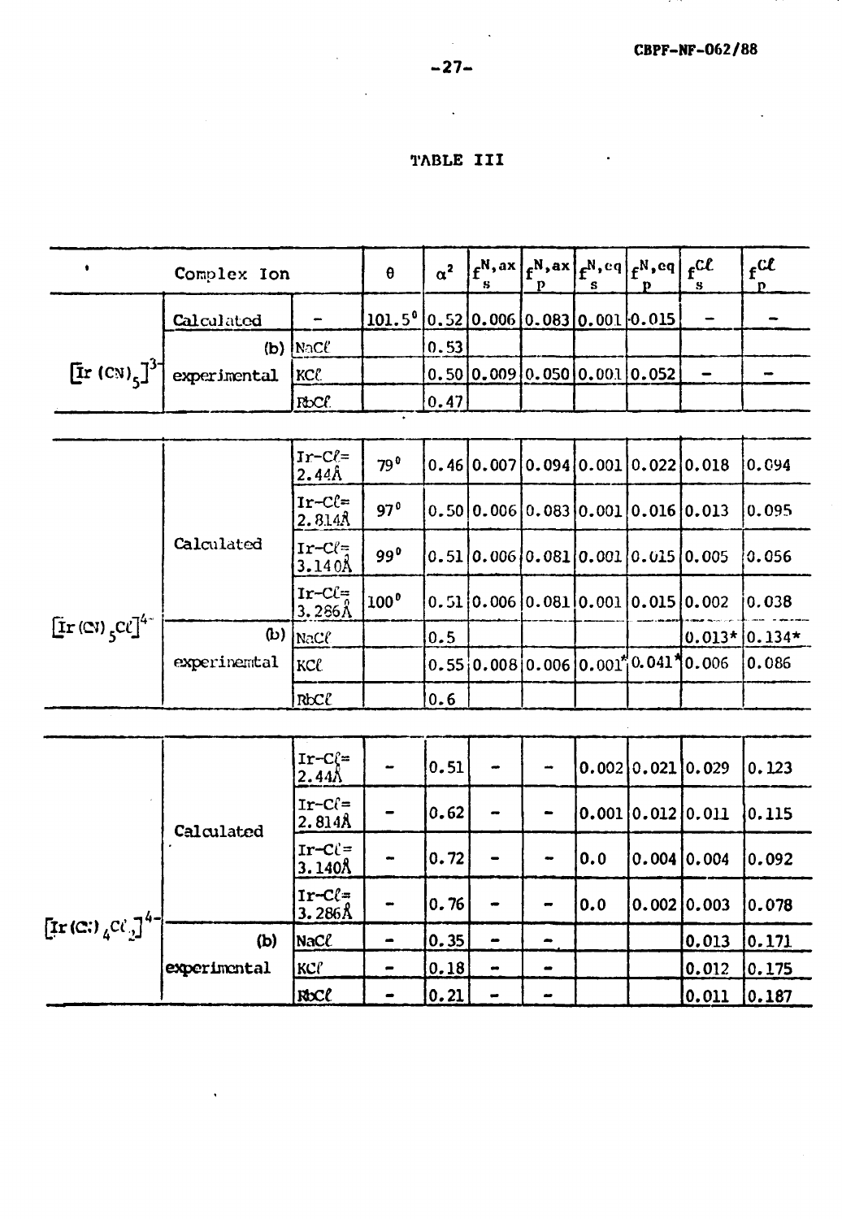## TABLE III

| Complex Ion | | | $\theta$ | $\alpha^2$ | $f_s^{N,ax}$ | $f_p^{N,ax}$ | $f_s^{N,eq}$ | $f_p^{N,eq}$ | $f_s^{Cl}$ | $f_p^{Cl}$ |
|---|---|---|---|---|---|---|---|---|---|---|
| $[Ir(CN)_5]^{3-}$ | Calculated | – | 101.5° | 0.52 | 0.006 | 0.083 | 0.001 | -0.015 | – | – |
| | (b) experimental | NaCl | | 0.53 | | | | | | |
| | | KCl | | 0.50 | 0.009 | 0.050 | 0.001 | 0.052 | – | – |
| | | RbCl | | 0.47 | | | | | | |
| $[Ir(CN)_5Cl]^{4-}$ | Calculated | Ir–Cl= 2.44Å | 79° | 0.46 | 0.007 | 0.094 | 0.001 | 0.022 | 0.018 | 0.094 |
| | | Ir–Cl= 2.814Å | 97° | 0.50 | 0.006 | 0.083 | 0.001 | 0.016 | 0.013 | 0.095 |
| | | Ir–Cl= 3.140Å | 99° | 0.51 | 0.006 | 0.081 | 0.001 | 0.015 | 0.005 | 0.056 |
| | | Ir–Cl= 3.286Å | 100° | 0.51 | 0.006 | 0.081 | 0.001 | 0.015 | 0.002 | 0.038 |
| | (b) experimental | NaCl | | 0.5 | | | | | 0.013* | 0.134* |
| | | KCl | | 0.55 | 0.008 | 0.006 | 0.001* | 0.041* | 0.006 | 0.086 |
| | | RbCl | | 0.6 | | | | | | |
| $[Ir(CN)_4Cl_2]^{4-}$ | Calculated | Ir–Cl= 2.44Å | – | 0.51 | – | – | 0.002 | 0.021 | 0.029 | 0.123 |
| | | Ir–Cl= 2.814Å | – | 0.62 | – | – | 0.001 | 0.012 | 0.011 | 0.115 |
| | | Ir–Cl= 3.140Å | – | 0.72 | – | – | 0.0 | 0.004 | 0.004 | 0.092 |
| | | Ir–Cl= 3.286Å | – | 0.76 | – | – | 0.0 | 0.002 | 0.003 | 0.078 |
| | (b) experimental | NaCl | – | 0.35 | – | – | | | 0.013 | 0.171 |
| | | KCl | – | 0.18 | – | – | | | 0.012 | 0.175 |
| | | RbCl | – | 0.21 | – | – | | | 0.011 | 0.187 |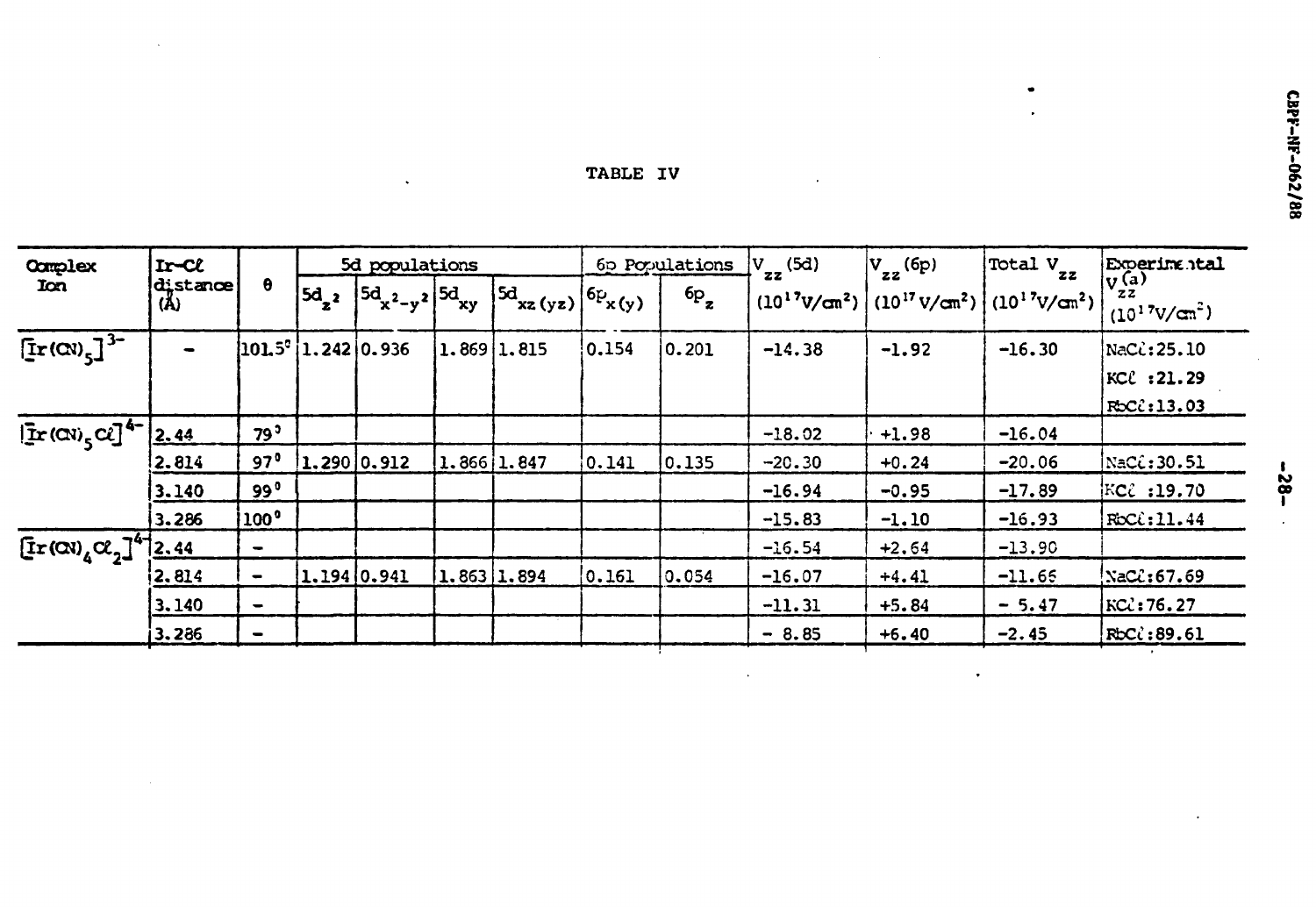TABLE IV

| Complex Ion | Ir-Cℓ distance (Å) | θ | 5d populations | | | | 6p Populations | | $V_{zz}$ (5d) ($10^{17}$V/cm²) | $V_{zz}$ (6p) ($10^{17}$V/cm²) | Total $V_{zz}$ ($10^{17}$V/cm²) | Experimental $V_{zz}^{(a)}$ ($10^{17}$V/cm²) |
|---|---|---|---|---|---|---|---|---|---|---|---|---|
| | | | $5d_{z^2}$ | $5d_{x^2-y^2}$ | $5d_{xy}$ | $5d_{xz(yz)}$ | $6p_{x(y)}$ | $6p_z$ | | | | |
| $[Ir(CN)_5]^{3-}$ | - | 101.5° | 1.242 | 0.936 | 1.869 | 1.815 | 0.154 | 0.201 | -14.38 | -1.92 | -16.30 | NaCℓ:25.10 |
| | | | | | | | | | | | | KCℓ :21.29 |
| | | | | | | | | | | | | RbCℓ:13.03 |
| $[Ir(CN)_5Cℓ]^{4-}$ | 2.44 | 79° | | | | | | | -18.02 | +1.98 | -16.04 | |
| | 2.814 | 97° | 1.290 | 0.912 | 1.866 | 1.847 | 0.141 | 0.135 | -20.30 | +0.24 | -20.06 | NaCℓ:30.51 |
| | 3.140 | 99° | | | | | | | -16.94 | -0.95 | -17.89 | KCℓ :19.70 |
| | 3.286 | 100° | | | | | | | -15.83 | -1.10 | -16.93 | RbCℓ:11.44 |
| $[Ir(CN)_4Cℓ_2]^{4-}$ | 2.44 | - | | | | | | | -16.54 | +2.64 | -13.90 | |
| | 2.814 | - | 1.194 | 0.941 | 1.863 | 1.894 | 0.161 | 0.054 | -16.07 | +4.41 | -11.66 | NaCℓ:67.69 |
| | 3.140 | - | | | | | | | -11.31 | +5.84 | - 5.47 | KCℓ:76.27 |
| | 3.286 | - | | | | | | | - 8.85 | +6.40 | -2.45 | RbCℓ:89.61 |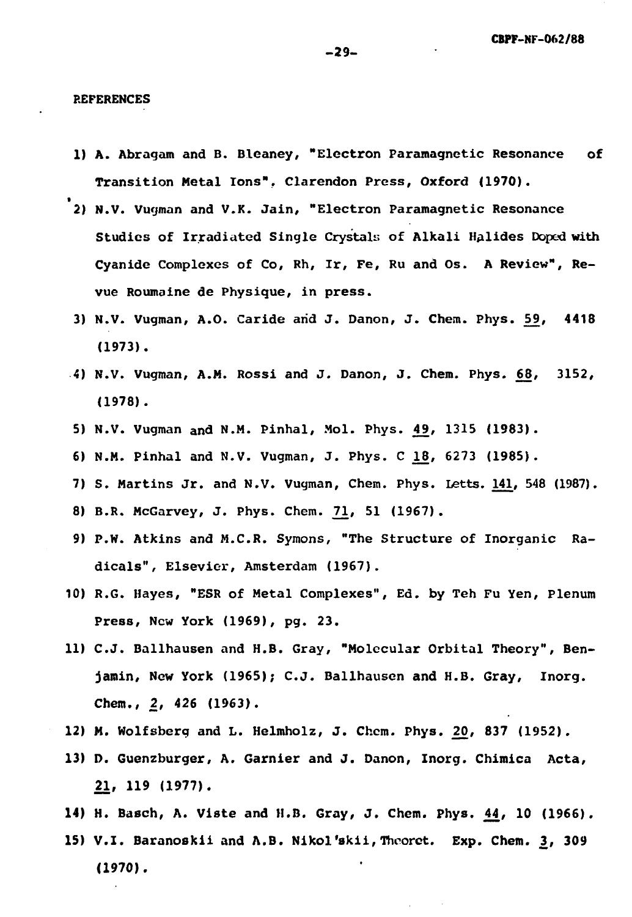## REFERENCES

1) A. Abragam and B. Bleaney, "Electron Paramagnetic Resonance of Transition Metal Ions", Clarendon Press, Oxford (1970).
2) N.V. Vugman and V.K. Jain, "Electron Paramagnetic Resonance Studies of Irradiated Single Crystals of Alkali Halides Doped with Cyanide Complexes of Co, Rh, Ir, Fe, Ru and Os. A Review", Revue Roumaine de Physique, in press.
3) N.V. Vugman, A.O. Caride and J. Danon, J. Chem. Phys. 59, 4418 (1973).
4) N.V. Vugman, A.M. Rossi and J. Danon, J. Chem. Phys. 68, 3152, (1978).
5) N.V. Vugman and N.M. Pinhal, Mol. Phys. 49, 1315 (1983).
6) N.M. Pinhal and N.V. Vugman, J. Phys. C 18, 6273 (1985).
7) S. Martins Jr. and N.V. Vugman, Chem. Phys. Letts. 141, 548 (1987).
8) B.R. McGarvey, J. Phys. Chem. 71, 51 (1967).
9) P.W. Atkins and M.C.R. Symons, "The Structure of Inorganic Radicals", Elsevier, Amsterdam (1967).
10) R.G. Hayes, "ESR of Metal Complexes", Ed. by Teh Fu Yen, Plenum Press, New York (1969), pg. 23.
11) C.J. Ballhausen and H.B. Gray, "Molecular Orbital Theory", Benjamin, New York (1965); C.J. Ballhausen and H.B. Gray, Inorg. Chem., 2, 426 (1963).
12) M. Wolfsberg and L. Helmholz, J. Chem. Phys. 20, 837 (1952).
13) D. Guenzburger, A. Garnier and J. Danon, Inorg. Chimica Acta, 21, 119 (1977).
14) H. Basch, A. Viste and H.B. Gray, J. Chem. Phys. 44, 10 (1966).
15) V.I. Baranoskii and A.B. Nikol'skii, Theoret. Exp. Chem. 3, 309 (1970).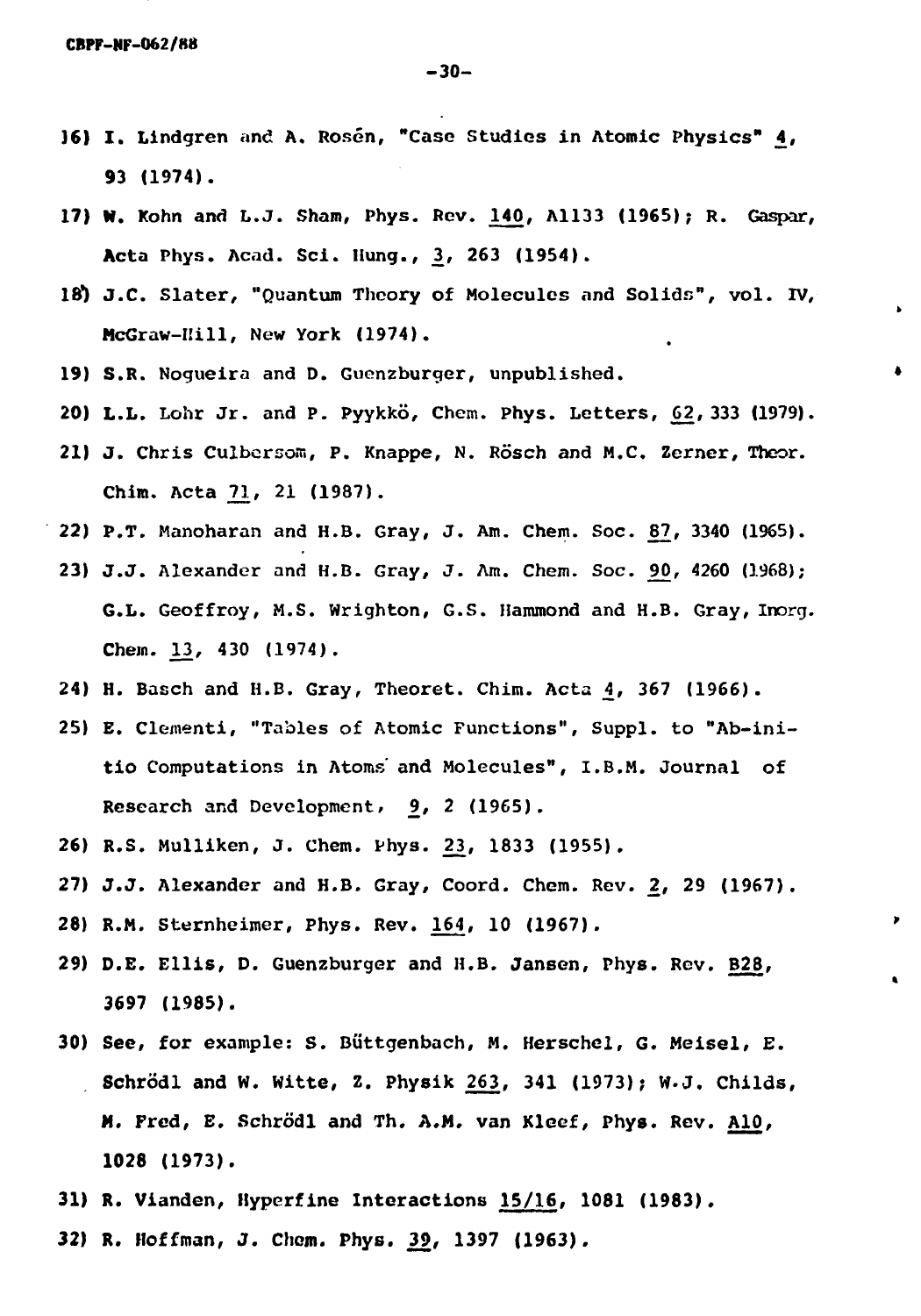16) I. Lindgren and A. Rosén, "Case Studies in Atomic Physics" 4, 93 (1974).

17) W. Kohn and L.J. Sham, Phys. Rev. 140, A1133 (1965); R. Gaspar, Acta Phys. Acad. Sci. Hung., 3, 263 (1954).

18) J.C. Slater, "Quantum Theory of Molecules and Solids", vol. IV, McGraw-Hill, New York (1974).

19) S.R. Nogueira and D. Guenzburger, unpublished.

20) L.L. Lohr Jr. and P. Pyykkö, Chem. Phys. Letters, 62, 333 (1979).

21) J. Chris Culbersom, P. Knappe, N. Rösch and M.C. Zerner, Theor. Chim. Acta 71, 21 (1987).

22) P.T. Manoharan and H.B. Gray, J. Am. Chem. Soc. 87, 3340 (1965).

23) J.J. Alexander and H.B. Gray, J. Am. Chem. Soc. 90, 4260 (1968); G.L. Geoffroy, M.S. Wrighton, G.S. Hammond and H.B. Gray, Inorg. Chem. 13, 430 (1974).

24) H. Basch and H.B. Gray, Theoret. Chim. Acta 4, 367 (1966).

25) E. Clementi, "Tables of Atomic Functions", Suppl. to "Ab-initio Computations in Atoms and Molecules", I.B.M. Journal of Research and Development, 9, 2 (1965).

26) R.S. Mulliken, J. Chem. Phys. 23, 1833 (1955).

27) J.J. Alexander and H.B. Gray, Coord. Chem. Rev. 2, 29 (1967).

28) R.M. Sternheimer, Phys. Rev. 164, 10 (1967).

29) D.E. Ellis, D. Guenzburger and H.B. Jansen, Phys. Rev. B28, 3697 (1985).

30) See, for example: S. Büttgenbach, M. Herschel, G. Meisel, E. Schrödl and W. Witte, Z. Physik 263, 341 (1973); W.J. Childs, M. Fred, E. Schrödl and Th. A.M. van Kleef, Phys. Rev. A10, 1028 (1973).

31) R. Vianden, Hyperfine Interactions 15/16, 1081 (1983).

32) R. Hoffman, J. Chem. Phys. 39, 1397 (1963).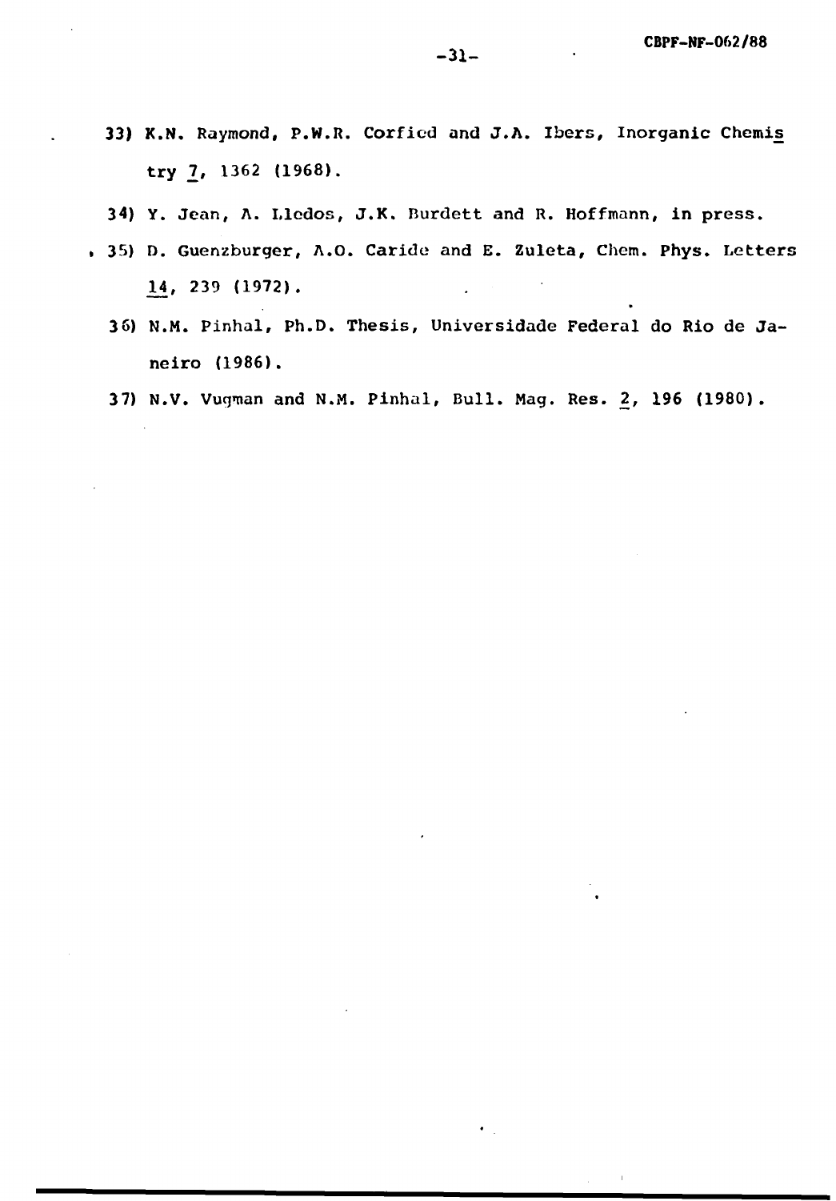33) K.N. Raymond, P.W.R. Corfied and J.A. Ibers, Inorganic Chemistry 7, 1362 (1968).

34) Y. Jean, A. Lledos, J.K. Burdett and R. Hoffmann, in press.

35) D. Guenzburger, A.O. Caride and E. Zuleta, Chem. Phys. Letters 14, 239 (1972).

36) N.M. Pinhal, Ph.D. Thesis, Universidade Federal do Rio de Janeiro (1986).

37) N.V. Vugman and N.M. Pinhal, Bull. Mag. Res. 2, 196 (1980).